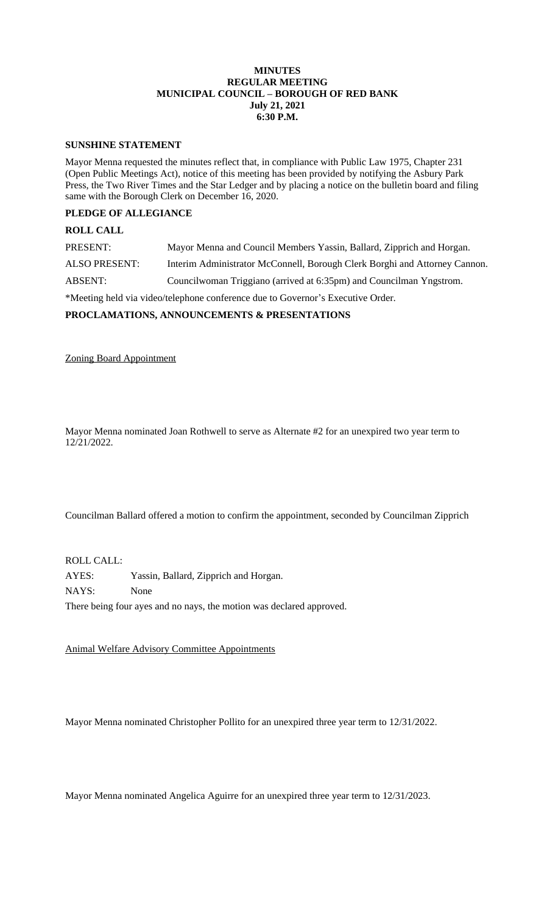**MINUTES**
**REGULAR MEETING**
**MUNICIPAL COUNCIL – BOROUGH OF RED BANK**
**July 21, 2021**
**6:30 P.M.**

**SUNSHINE STATEMENT**

Mayor Menna requested the minutes reflect that, in compliance with Public Law 1975, Chapter 231 (Open Public Meetings Act), notice of this meeting has been provided by notifying the Asbury Park Press, the Two River Times and the Star Ledger and by placing a notice on the bulletin board and filing same with the Borough Clerk on December 16, 2020.

**PLEDGE OF ALLEGIANCE**

**ROLL CALL**

PRESENT: Mayor Menna and Council Members Yassin, Ballard, Zipprich and Horgan.

ALSO PRESENT: Interim Administrator McConnell, Borough Clerk Borghi and Attorney Cannon.

ABSENT: Councilwoman Triggiano (arrived at 6:35pm) and Councilman Yngstrom.

*Meeting held via video/telephone conference due to Governor's Executive Order.

**PROCLAMATIONS, ANNOUNCEMENTS & PRESENTATIONS**

Zoning Board Appointment

Mayor Menna nominated Joan Rothwell to serve as Alternate #2 for an unexpired two year term to 12/21/2022.

Councilman Ballard offered a motion to confirm the appointment, seconded by Councilman Zipprich

ROLL CALL:

AYES: Yassin, Ballard, Zipprich and Horgan.

NAYS: None

There being four ayes and no nays, the motion was declared approved.

Animal Welfare Advisory Committee Appointments

Mayor Menna nominated Christopher Pollito for an unexpired three year term to 12/31/2022.

Mayor Menna nominated Angelica Aguirre for an unexpired three year term to 12/31/2023.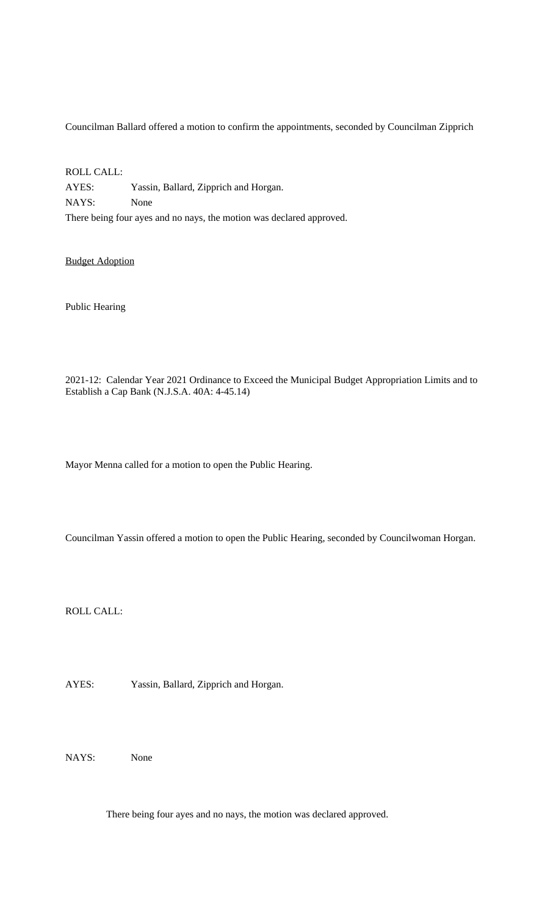Councilman Ballard offered a motion to confirm the appointments, seconded by Councilman Zipprich

ROLL CALL:

AYES: Yassin, Ballard, Zipprich and Horgan.

NAYS: None

There being four ayes and no nays, the motion was declared approved.

<u>Budget Adoption</u>

Public Hearing

2021-12: Calendar Year 2021 Ordinance to Exceed the Municipal Budget Appropriation Limits and to Establish a Cap Bank (N.J.S.A. 40A: 4-45.14)

Mayor Menna called for a motion to open the Public Hearing.

Councilman Yassin offered a motion to open the Public Hearing, seconded by Councilwoman Horgan.

ROLL CALL:

AYES: Yassin, Ballard, Zipprich and Horgan.

NAYS: None

There being four ayes and no nays, the motion was declared approved.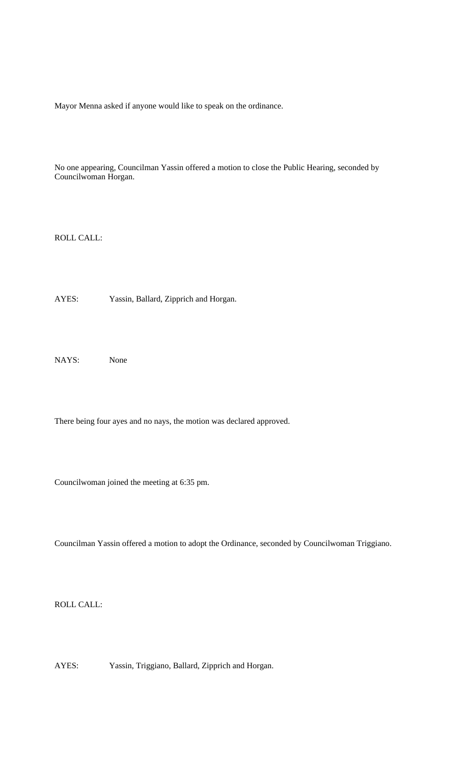Mayor Menna asked if anyone would like to speak on the ordinance.

No one appearing, Councilman Yassin offered a motion to close the Public Hearing, seconded by Councilwoman Horgan.

ROLL CALL:

AYES: Yassin, Ballard, Zipprich and Horgan.

NAYS: None

There being four ayes and no nays, the motion was declared approved.

Councilwoman joined the meeting at 6:35 pm.

Councilman Yassin offered a motion to adopt the Ordinance, seconded by Councilwoman Triggiano.

ROLL CALL:

AYES: Yassin, Triggiano, Ballard, Zipprich and Horgan.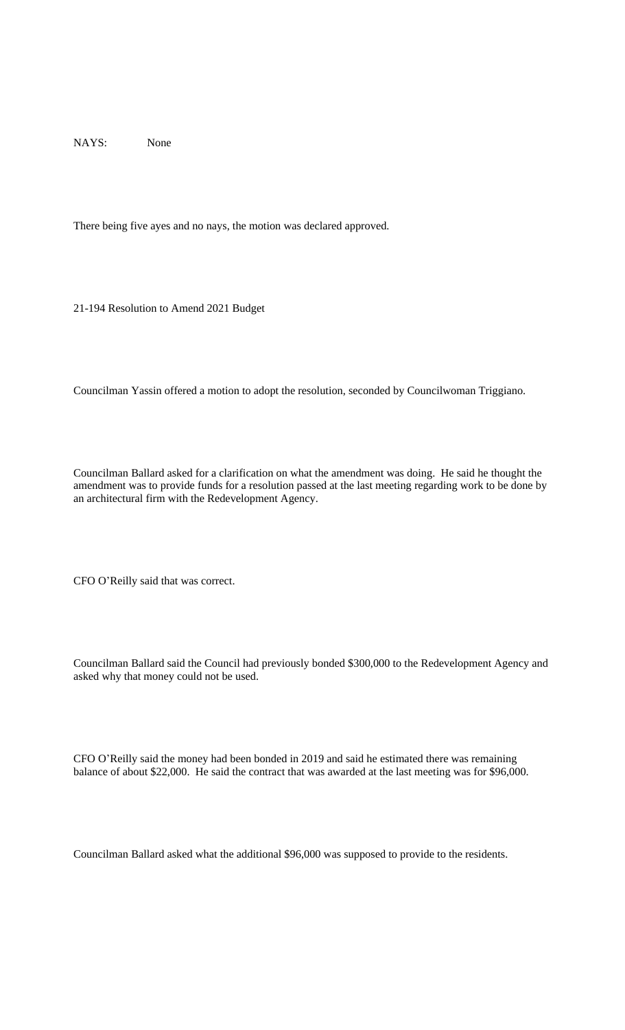NAYS: None

There being five ayes and no nays, the motion was declared approved.

21-194 Resolution to Amend 2021 Budget

Councilman Yassin offered a motion to adopt the resolution, seconded by Councilwoman Triggiano.

Councilman Ballard asked for a clarification on what the amendment was doing. He said he thought the amendment was to provide funds for a resolution passed at the last meeting regarding work to be done by an architectural firm with the Redevelopment Agency.

CFO O'Reilly said that was correct.

Councilman Ballard said the Council had previously bonded $300,000 to the Redevelopment Agency and asked why that money could not be used.

CFO O'Reilly said the money had been bonded in 2019 and said he estimated there was remaining balance of about $22,000. He said the contract that was awarded at the last meeting was for $96,000.

Councilman Ballard asked what the additional $96,000 was supposed to provide to the residents.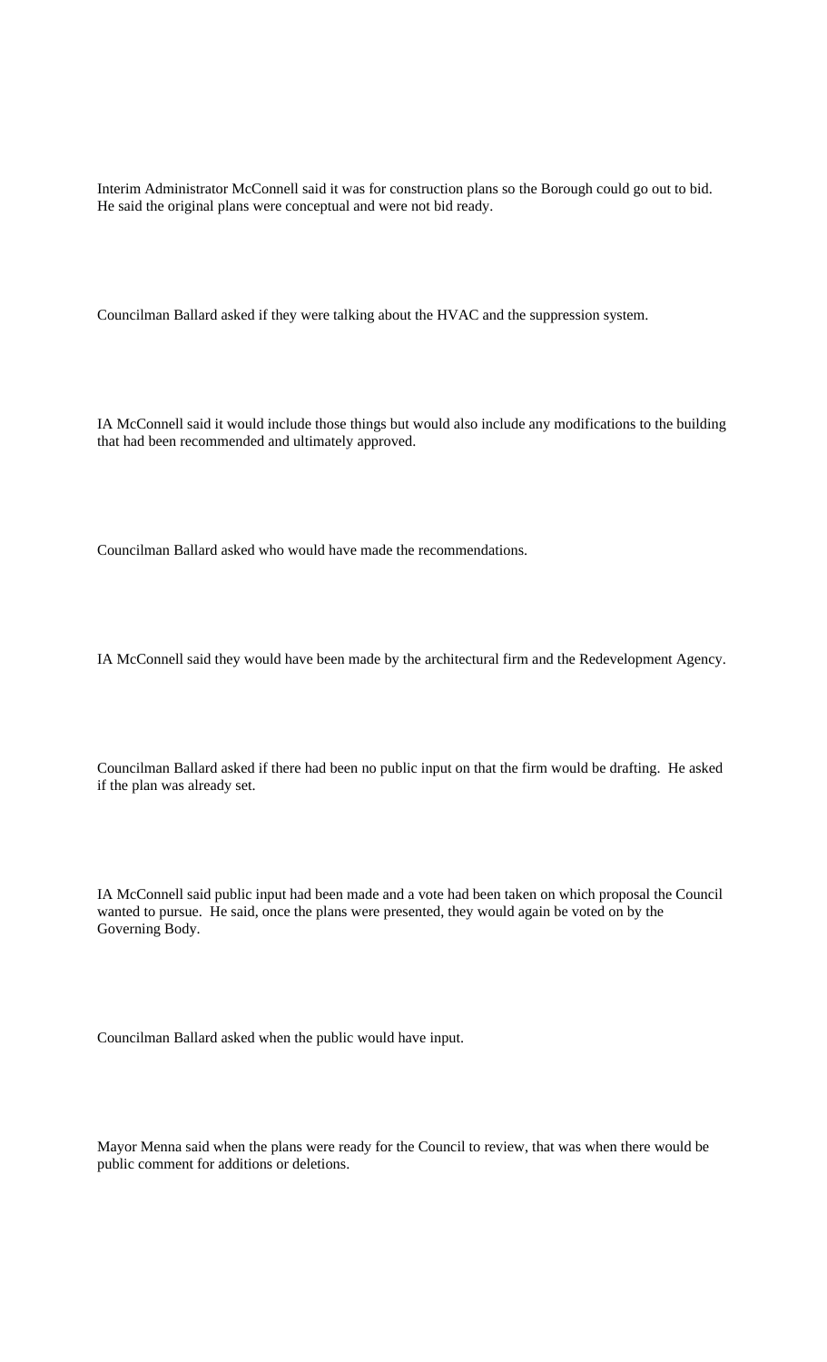Interim Administrator McConnell said it was for construction plans so the Borough could go out to bid. He said the original plans were conceptual and were not bid ready.

Councilman Ballard asked if they were talking about the HVAC and the suppression system.

IA McConnell said it would include those things but would also include any modifications to the building that had been recommended and ultimately approved.

Councilman Ballard asked who would have made the recommendations.

IA McConnell said they would have been made by the architectural firm and the Redevelopment Agency.

Councilman Ballard asked if there had been no public input on that the firm would be drafting. He asked if the plan was already set.

IA McConnell said public input had been made and a vote had been taken on which proposal the Council wanted to pursue. He said, once the plans were presented, they would again be voted on by the Governing Body.

Councilman Ballard asked when the public would have input.

Mayor Menna said when the plans were ready for the Council to review, that was when there would be public comment for additions or deletions.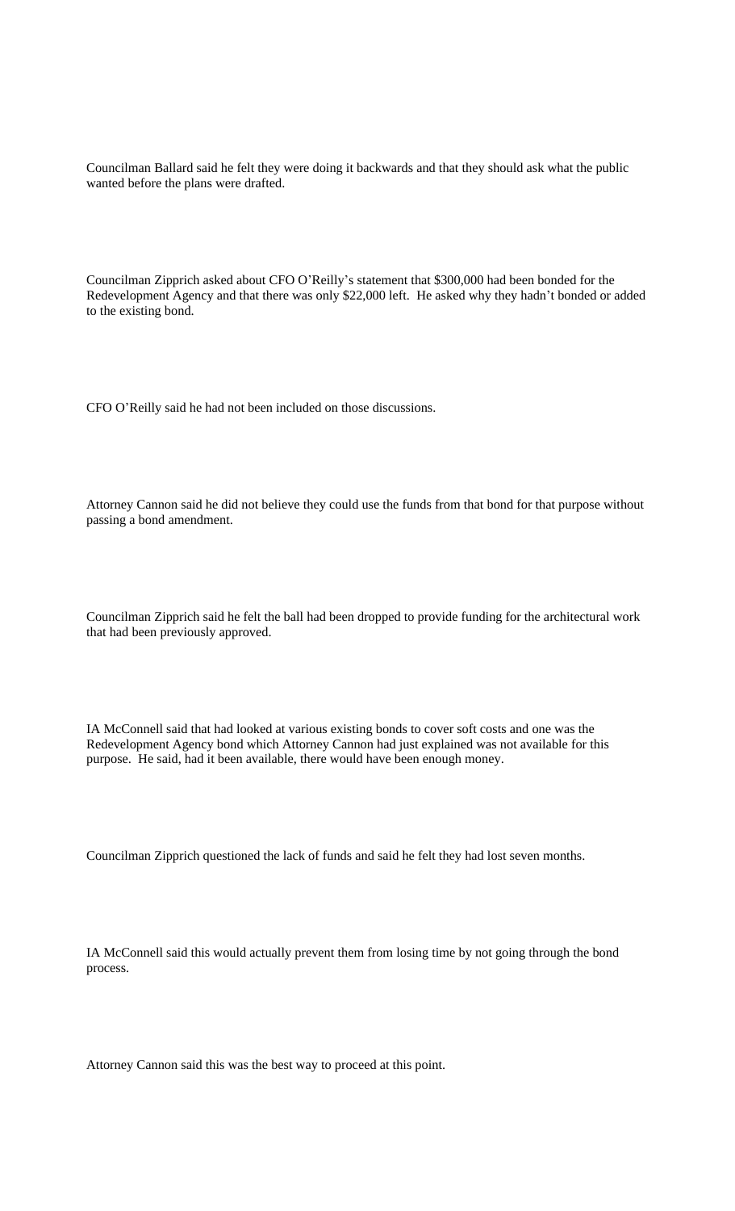Councilman Ballard said he felt they were doing it backwards and that they should ask what the public wanted before the plans were drafted.

Councilman Zipprich asked about CFO O'Reilly's statement that $300,000 had been bonded for the Redevelopment Agency and that there was only $22,000 left. He asked why they hadn't bonded or added to the existing bond.

CFO O'Reilly said he had not been included on those discussions.

Attorney Cannon said he did not believe they could use the funds from that bond for that purpose without passing a bond amendment.

Councilman Zipprich said he felt the ball had been dropped to provide funding for the architectural work that had been previously approved.

IA McConnell said that had looked at various existing bonds to cover soft costs and one was the Redevelopment Agency bond which Attorney Cannon had just explained was not available for this purpose. He said, had it been available, there would have been enough money.

Councilman Zipprich questioned the lack of funds and said he felt they had lost seven months.

IA McConnell said this would actually prevent them from losing time by not going through the bond process.

Attorney Cannon said this was the best way to proceed at this point.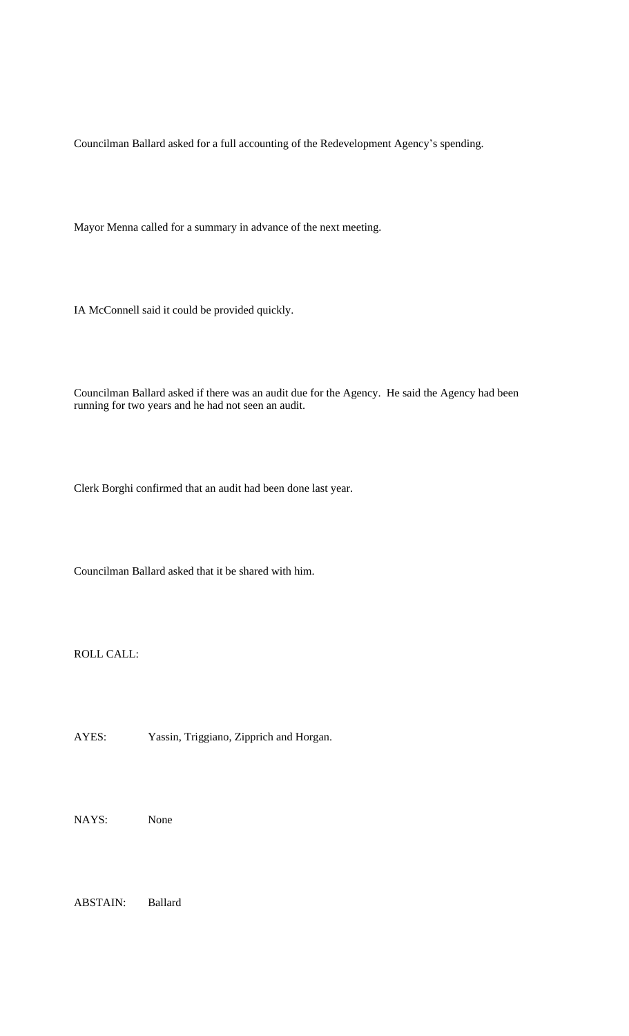Councilman Ballard asked for a full accounting of the Redevelopment Agency's spending.

Mayor Menna called for a summary in advance of the next meeting.

IA McConnell said it could be provided quickly.

Councilman Ballard asked if there was an audit due for the Agency. He said the Agency had been running for two years and he had not seen an audit.

Clerk Borghi confirmed that an audit had been done last year.

Councilman Ballard asked that it be shared with him.

ROLL CALL:

AYES: Yassin, Triggiano, Zipprich and Horgan.

NAYS: None

ABSTAIN: Ballard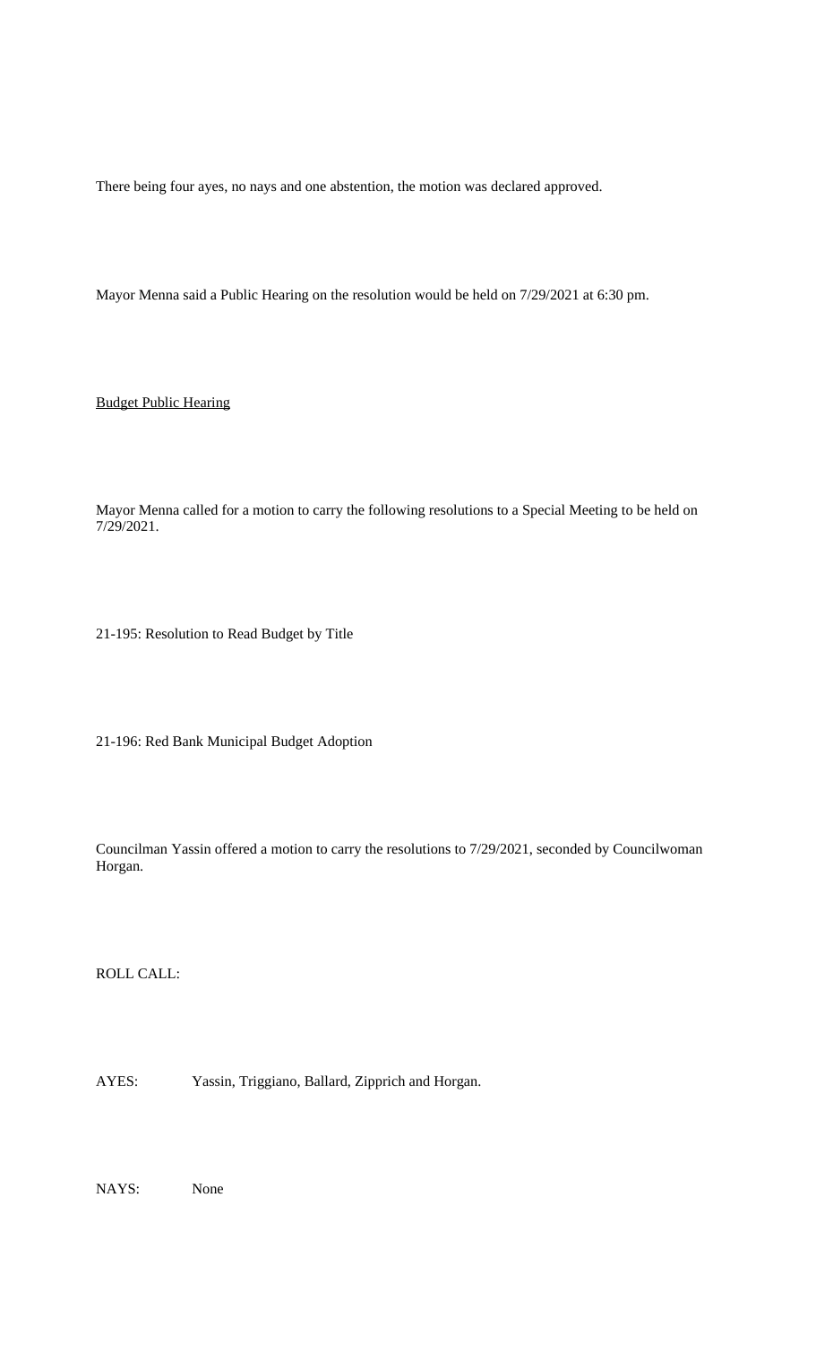There being four ayes, no nays and one abstention, the motion was declared approved.

Mayor Menna said a Public Hearing on the resolution would be held on 7/29/2021 at 6:30 pm.

<u>Budget Public Hearing</u>

Mayor Menna called for a motion to carry the following resolutions to a Special Meeting to be held on 7/29/2021.

21-195: Resolution to Read Budget by Title

21-196: Red Bank Municipal Budget Adoption

Councilman Yassin offered a motion to carry the resolutions to 7/29/2021, seconded by Councilwoman Horgan.

ROLL CALL:

AYES: Yassin, Triggiano, Ballard, Zipprich and Horgan.

NAYS: None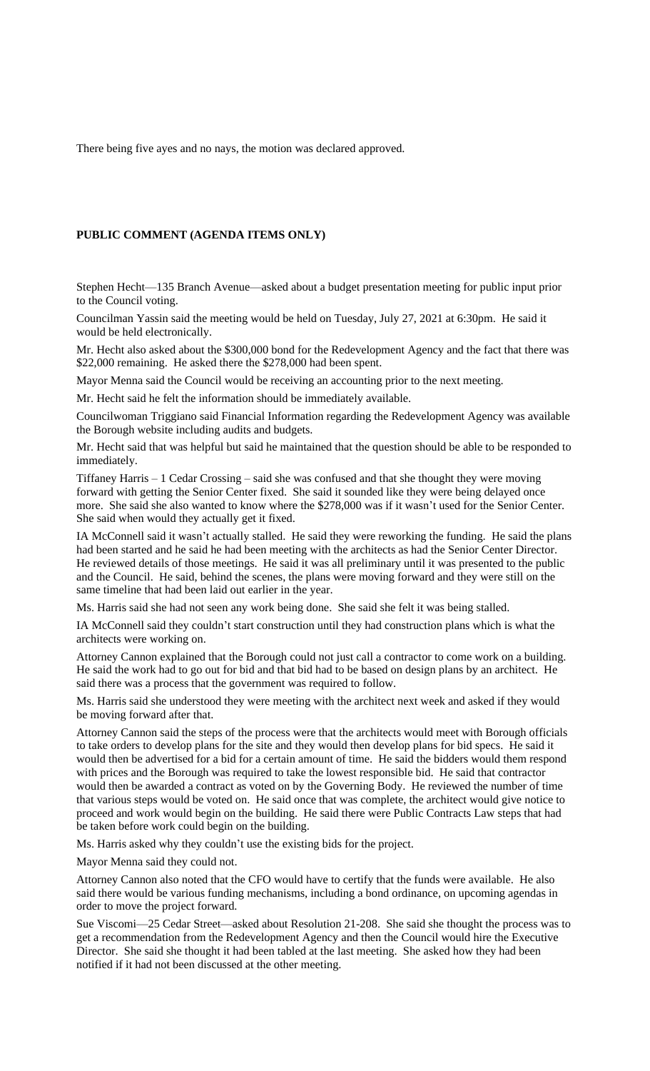There being five ayes and no nays, the motion was declared approved.

**PUBLIC COMMENT (AGENDA ITEMS ONLY)**

Stephen Hecht—135 Branch Avenue—asked about a budget presentation meeting for public input prior to the Council voting.

Councilman Yassin said the meeting would be held on Tuesday, July 27, 2021 at 6:30pm. He said it would be held electronically.

Mr. Hecht also asked about the $300,000 bond for the Redevelopment Agency and the fact that there was $22,000 remaining. He asked there the $278,000 had been spent.

Mayor Menna said the Council would be receiving an accounting prior to the next meeting.

Mr. Hecht said he felt the information should be immediately available.

Councilwoman Triggiano said Financial Information regarding the Redevelopment Agency was available the Borough website including audits and budgets.

Mr. Hecht said that was helpful but said he maintained that the question should be able to be responded to immediately.

Tiffaney Harris – 1 Cedar Crossing – said she was confused and that she thought they were moving forward with getting the Senior Center fixed. She said it sounded like they were being delayed once more. She said she also wanted to know where the $278,000 was if it wasn't used for the Senior Center. She said when would they actually get it fixed.

IA McConnell said it wasn't actually stalled. He said they were reworking the funding. He said the plans had been started and he said he had been meeting with the architects as had the Senior Center Director. He reviewed details of those meetings. He said it was all preliminary until it was presented to the public and the Council. He said, behind the scenes, the plans were moving forward and they were still on the same timeline that had been laid out earlier in the year.

Ms. Harris said she had not seen any work being done. She said she felt it was being stalled.

IA McConnell said they couldn't start construction until they had construction plans which is what the architects were working on.

Attorney Cannon explained that the Borough could not just call a contractor to come work on a building. He said the work had to go out for bid and that bid had to be based on design plans by an architect. He said there was a process that the government was required to follow.

Ms. Harris said she understood they were meeting with the architect next week and asked if they would be moving forward after that.

Attorney Cannon said the steps of the process were that the architects would meet with Borough officials to take orders to develop plans for the site and they would then develop plans for bid specs. He said it would then be advertised for a bid for a certain amount of time. He said the bidders would them respond with prices and the Borough was required to take the lowest responsible bid. He said that contractor would then be awarded a contract as voted on by the Governing Body. He reviewed the number of time that various steps would be voted on. He said once that was complete, the architect would give notice to proceed and work would begin on the building. He said there were Public Contracts Law steps that had be taken before work could begin on the building.

Ms. Harris asked why they couldn't use the existing bids for the project.

Mayor Menna said they could not.

Attorney Cannon also noted that the CFO would have to certify that the funds were available. He also said there would be various funding mechanisms, including a bond ordinance, on upcoming agendas in order to move the project forward.

Sue Viscomi—25 Cedar Street—asked about Resolution 21-208. She said she thought the process was to get a recommendation from the Redevelopment Agency and then the Council would hire the Executive Director. She said she thought it had been tabled at the last meeting. She asked how they had been notified if it had not been discussed at the other meeting.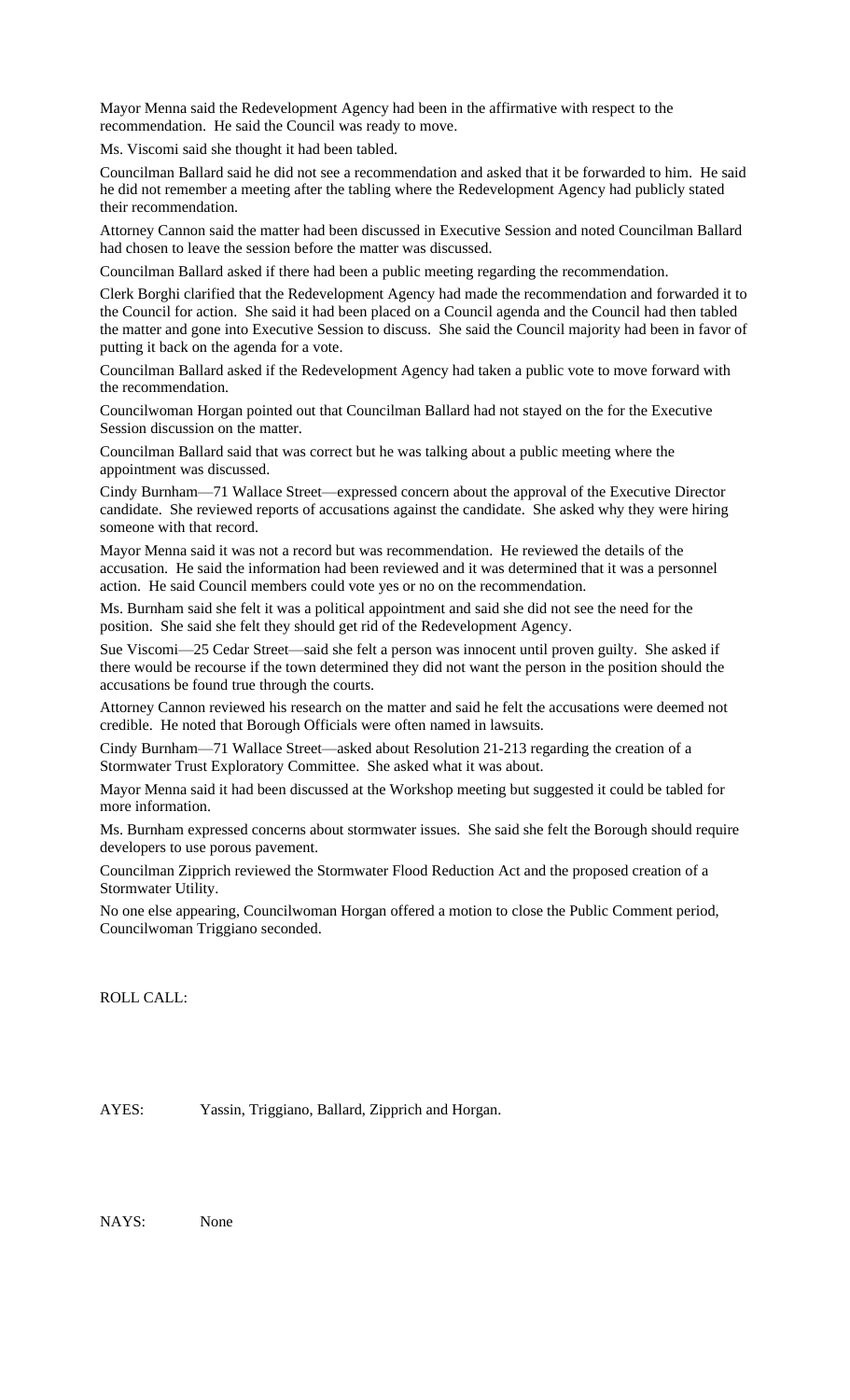Mayor Menna said the Redevelopment Agency had been in the affirmative with respect to the recommendation. He said the Council was ready to move.

Ms. Viscomi said she thought it had been tabled.

Councilman Ballard said he did not see a recommendation and asked that it be forwarded to him. He said he did not remember a meeting after the tabling where the Redevelopment Agency had publicly stated their recommendation.

Attorney Cannon said the matter had been discussed in Executive Session and noted Councilman Ballard had chosen to leave the session before the matter was discussed.

Councilman Ballard asked if there had been a public meeting regarding the recommendation.

Clerk Borghi clarified that the Redevelopment Agency had made the recommendation and forwarded it to the Council for action. She said it had been placed on a Council agenda and the Council had then tabled the matter and gone into Executive Session to discuss. She said the Council majority had been in favor of putting it back on the agenda for a vote.

Councilman Ballard asked if the Redevelopment Agency had taken a public vote to move forward with the recommendation.

Councilwoman Horgan pointed out that Councilman Ballard had not stayed on the for the Executive Session discussion on the matter.

Councilman Ballard said that was correct but he was talking about a public meeting where the appointment was discussed.

Cindy Burnham—71 Wallace Street—expressed concern about the approval of the Executive Director candidate. She reviewed reports of accusations against the candidate. She asked why they were hiring someone with that record.

Mayor Menna said it was not a record but was recommendation. He reviewed the details of the accusation. He said the information had been reviewed and it was determined that it was a personnel action. He said Council members could vote yes or no on the recommendation.

Ms. Burnham said she felt it was a political appointment and said she did not see the need for the position. She said she felt they should get rid of the Redevelopment Agency.

Sue Viscomi—25 Cedar Street—said she felt a person was innocent until proven guilty. She asked if there would be recourse if the town determined they did not want the person in the position should the accusations be found true through the courts.

Attorney Cannon reviewed his research on the matter and said he felt the accusations were deemed not credible. He noted that Borough Officials were often named in lawsuits.

Cindy Burnham—71 Wallace Street—asked about Resolution 21-213 regarding the creation of a Stormwater Trust Exploratory Committee. She asked what it was about.

Mayor Menna said it had been discussed at the Workshop meeting but suggested it could be tabled for more information.

Ms. Burnham expressed concerns about stormwater issues. She said she felt the Borough should require developers to use porous pavement.

Councilman Zipprich reviewed the Stormwater Flood Reduction Act and the proposed creation of a Stormwater Utility.

No one else appearing, Councilwoman Horgan offered a motion to close the Public Comment period, Councilwoman Triggiano seconded.

ROLL CALL:

AYES: Yassin, Triggiano, Ballard, Zipprich and Horgan.

NAYS: None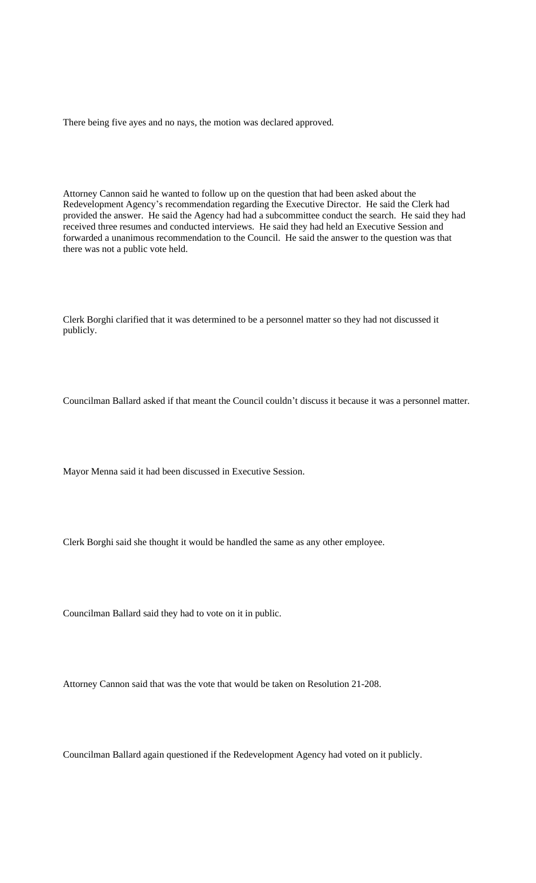There being five ayes and no nays, the motion was declared approved.

Attorney Cannon said he wanted to follow up on the question that had been asked about the Redevelopment Agency's recommendation regarding the Executive Director. He said the Clerk had provided the answer. He said the Agency had had a subcommittee conduct the search. He said they had received three resumes and conducted interviews. He said they had held an Executive Session and forwarded a unanimous recommendation to the Council. He said the answer to the question was that there was not a public vote held.

Clerk Borghi clarified that it was determined to be a personnel matter so they had not discussed it publicly.

Councilman Ballard asked if that meant the Council couldn't discuss it because it was a personnel matter.

Mayor Menna said it had been discussed in Executive Session.

Clerk Borghi said she thought it would be handled the same as any other employee.

Councilman Ballard said they had to vote on it in public.

Attorney Cannon said that was the vote that would be taken on Resolution 21-208.

Councilman Ballard again questioned if the Redevelopment Agency had voted on it publicly.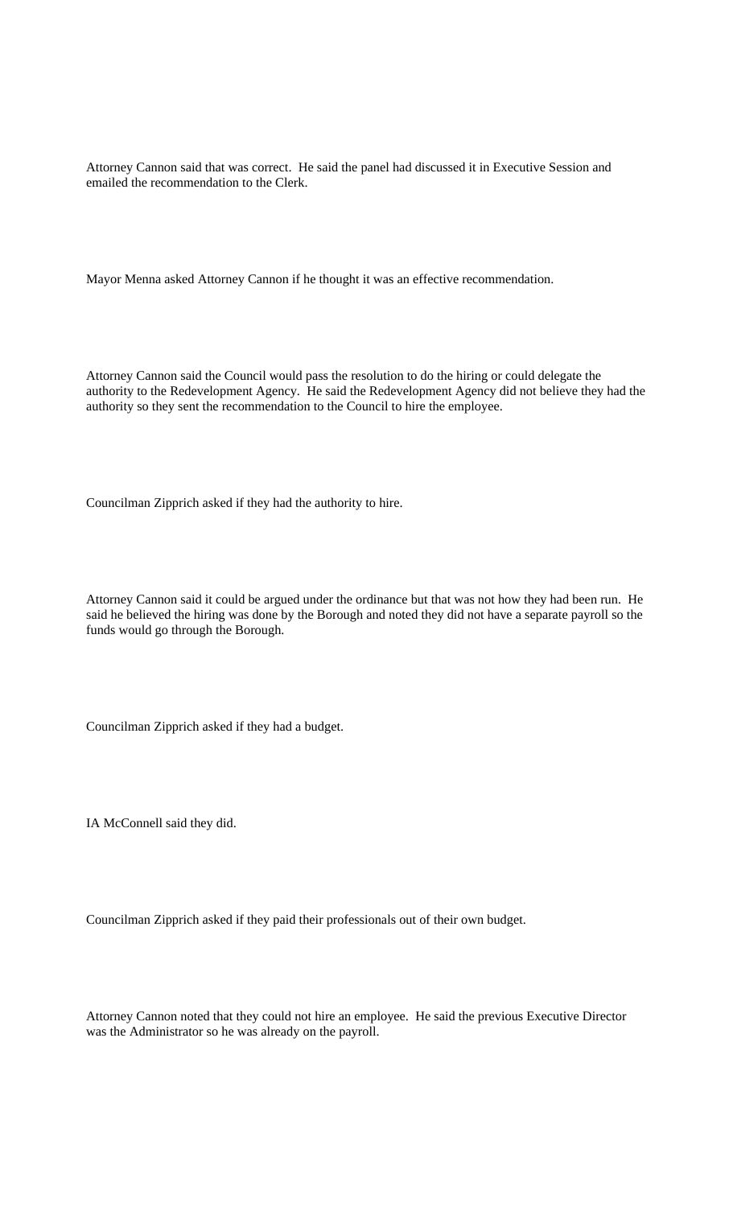Attorney Cannon said that was correct. He said the panel had discussed it in Executive Session and emailed the recommendation to the Clerk.

Mayor Menna asked Attorney Cannon if he thought it was an effective recommendation.

Attorney Cannon said the Council would pass the resolution to do the hiring or could delegate the authority to the Redevelopment Agency. He said the Redevelopment Agency did not believe they had the authority so they sent the recommendation to the Council to hire the employee.

Councilman Zipprich asked if they had the authority to hire.

Attorney Cannon said it could be argued under the ordinance but that was not how they had been run. He said he believed the hiring was done by the Borough and noted they did not have a separate payroll so the funds would go through the Borough.

Councilman Zipprich asked if they had a budget.

IA McConnell said they did.

Councilman Zipprich asked if they paid their professionals out of their own budget.

Attorney Cannon noted that they could not hire an employee. He said the previous Executive Director was the Administrator so he was already on the payroll.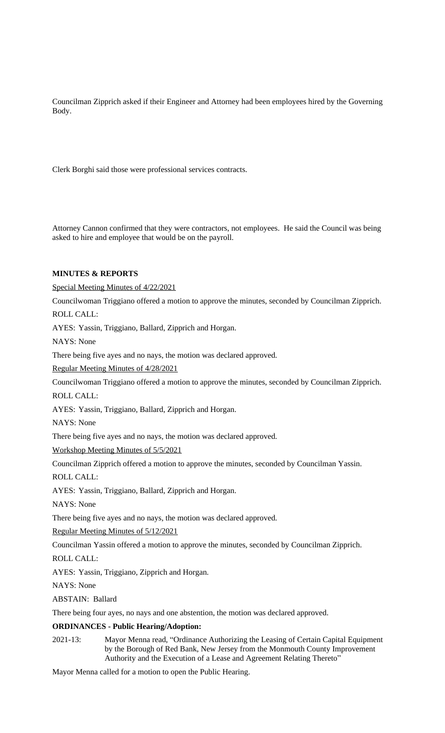Councilman Zipprich asked if their Engineer and Attorney had been employees hired by the Governing Body.

Clerk Borghi said those were professional services contracts.

Attorney Cannon confirmed that they were contractors, not employees. He said the Council was being asked to hire and employee that would be on the payroll.

**MINUTES & REPORTS**

Special Meeting Minutes of 4/22/2021

Councilwoman Triggiano offered a motion to approve the minutes, seconded by Councilman Zipprich.

ROLL CALL:

AYES: Yassin, Triggiano, Ballard, Zipprich and Horgan.

NAYS: None

There being five ayes and no nays, the motion was declared approved.

Regular Meeting Minutes of 4/28/2021

Councilwoman Triggiano offered a motion to approve the minutes, seconded by Councilman Zipprich.

ROLL CALL:

AYES: Yassin, Triggiano, Ballard, Zipprich and Horgan.

NAYS: None

There being five ayes and no nays, the motion was declared approved.

Workshop Meeting Minutes of 5/5/2021

Councilman Zipprich offered a motion to approve the minutes, seconded by Councilman Yassin.

ROLL CALL:

AYES: Yassin, Triggiano, Ballard, Zipprich and Horgan.

NAYS: None

There being five ayes and no nays, the motion was declared approved.

Regular Meeting Minutes of 5/12/2021

Councilman Yassin offered a motion to approve the minutes, seconded by Councilman Zipprich.

ROLL CALL:

AYES: Yassin, Triggiano, Zipprich and Horgan.

NAYS: None

ABSTAIN: Ballard

There being four ayes, no nays and one abstention, the motion was declared approved.

**ORDINANCES - Public Hearing/Adoption:**

2021-13: Mayor Menna read, "Ordinance Authorizing the Leasing of Certain Capital Equipment by the Borough of Red Bank, New Jersey from the Monmouth County Improvement Authority and the Execution of a Lease and Agreement Relating Thereto"

Mayor Menna called for a motion to open the Public Hearing.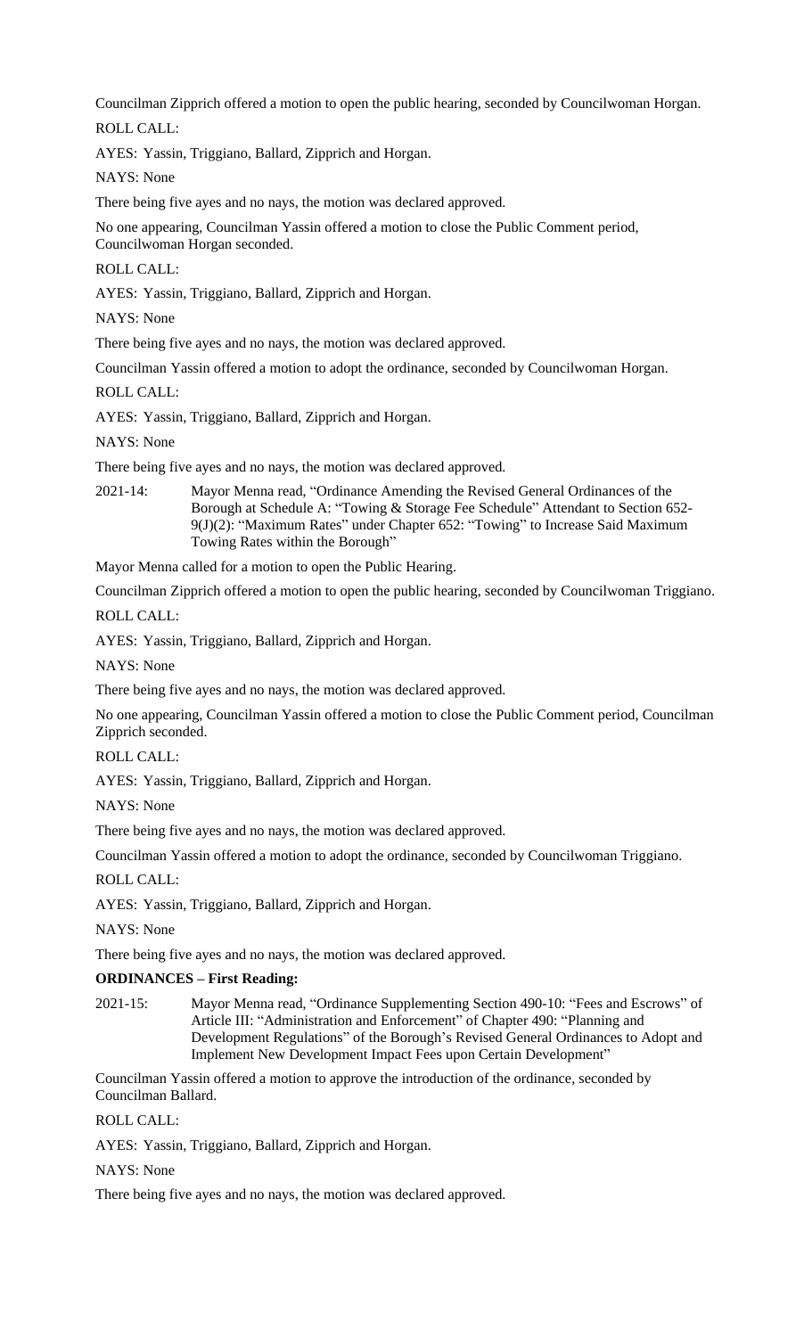Councilman Zipprich offered a motion to open the public hearing, seconded by Councilwoman Horgan.

ROLL CALL:

AYES: Yassin, Triggiano, Ballard, Zipprich and Horgan.

NAYS: None

There being five ayes and no nays, the motion was declared approved.

No one appearing, Councilman Yassin offered a motion to close the Public Comment period, Councilwoman Horgan seconded.

ROLL CALL:

AYES: Yassin, Triggiano, Ballard, Zipprich and Horgan.

NAYS: None

There being five ayes and no nays, the motion was declared approved.

Councilman Yassin offered a motion to adopt the ordinance, seconded by Councilwoman Horgan.

ROLL CALL:

AYES: Yassin, Triggiano, Ballard, Zipprich and Horgan.

NAYS: None

There being five ayes and no nays, the motion was declared approved.

2021-14: Mayor Menna read, "Ordinance Amending the Revised General Ordinances of the Borough at Schedule A: "Towing & Storage Fee Schedule" Attendant to Section 652-9(J)(2): "Maximum Rates" under Chapter 652: "Towing" to Increase Said Maximum Towing Rates within the Borough"

Mayor Menna called for a motion to open the Public Hearing.

Councilman Zipprich offered a motion to open the public hearing, seconded by Councilwoman Triggiano.

ROLL CALL:

AYES: Yassin, Triggiano, Ballard, Zipprich and Horgan.

NAYS: None

There being five ayes and no nays, the motion was declared approved.

No one appearing, Councilman Yassin offered a motion to close the Public Comment period, Councilman Zipprich seconded.

ROLL CALL:

AYES: Yassin, Triggiano, Ballard, Zipprich and Horgan.

NAYS: None

There being five ayes and no nays, the motion was declared approved.

Councilman Yassin offered a motion to adopt the ordinance, seconded by Councilwoman Triggiano.

ROLL CALL:

AYES: Yassin, Triggiano, Ballard, Zipprich and Horgan.

NAYS: None

There being five ayes and no nays, the motion was declared approved.

**ORDINANCES – First Reading:**

2021-15: Mayor Menna read, "Ordinance Supplementing Section 490-10: "Fees and Escrows" of Article III: "Administration and Enforcement" of Chapter 490: "Planning and Development Regulations" of the Borough's Revised General Ordinances to Adopt and Implement New Development Impact Fees upon Certain Development"

Councilman Yassin offered a motion to approve the introduction of the ordinance, seconded by Councilman Ballard.

ROLL CALL:

AYES: Yassin, Triggiano, Ballard, Zipprich and Horgan.

NAYS: None

There being five ayes and no nays, the motion was declared approved.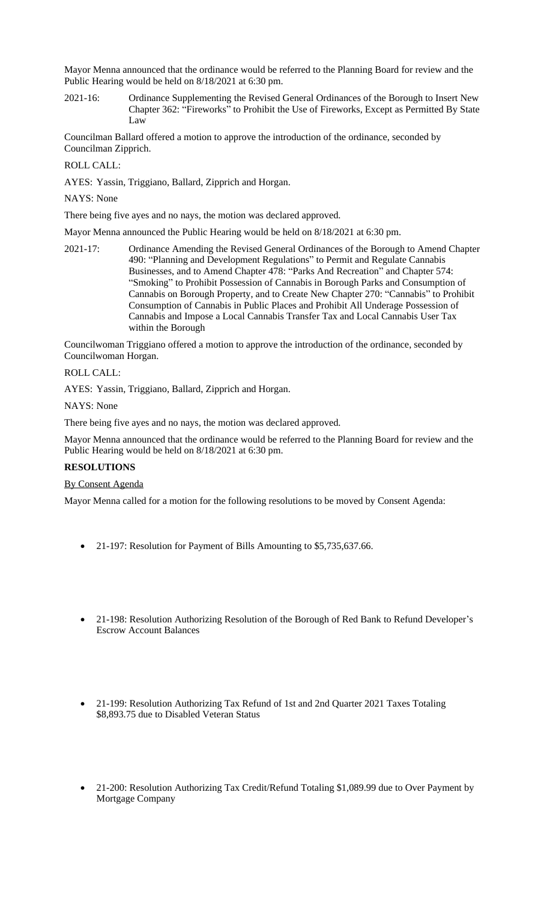Mayor Menna announced that the ordinance would be referred to the Planning Board for review and the Public Hearing would be held on 8/18/2021 at 6:30 pm.

2021-16: Ordinance Supplementing the Revised General Ordinances of the Borough to Insert New Chapter 362: "Fireworks" to Prohibit the Use of Fireworks, Except as Permitted By State Law

Councilman Ballard offered a motion to approve the introduction of the ordinance, seconded by Councilman Zipprich.

ROLL CALL:

AYES: Yassin, Triggiano, Ballard, Zipprich and Horgan.

NAYS: None

There being five ayes and no nays, the motion was declared approved.

Mayor Menna announced the Public Hearing would be held on 8/18/2021 at 6:30 pm.

2021-17: Ordinance Amending the Revised General Ordinances of the Borough to Amend Chapter 490: "Planning and Development Regulations" to Permit and Regulate Cannabis Businesses, and to Amend Chapter 478: "Parks And Recreation" and Chapter 574: "Smoking" to Prohibit Possession of Cannabis in Borough Parks and Consumption of Cannabis on Borough Property, and to Create New Chapter 270: "Cannabis" to Prohibit Consumption of Cannabis in Public Places and Prohibit All Underage Possession of Cannabis and Impose a Local Cannabis Transfer Tax and Local Cannabis User Tax within the Borough

Councilwoman Triggiano offered a motion to approve the introduction of the ordinance, seconded by Councilwoman Horgan.

ROLL CALL:

AYES: Yassin, Triggiano, Ballard, Zipprich and Horgan.

NAYS: None

There being five ayes and no nays, the motion was declared approved.

Mayor Menna announced that the ordinance would be referred to the Planning Board for review and the Public Hearing would be held on 8/18/2021 at 6:30 pm.

**RESOLUTIONS**

By Consent Agenda

Mayor Menna called for a motion for the following resolutions to be moved by Consent Agenda:

- 21-197: Resolution for Payment of Bills Amounting to $5,735,637.66.

- 21-198: Resolution Authorizing Resolution of the Borough of Red Bank to Refund Developer's Escrow Account Balances

- 21-199: Resolution Authorizing Tax Refund of 1st and 2nd Quarter 2021 Taxes Totaling $8,893.75 due to Disabled Veteran Status

- 21-200: Resolution Authorizing Tax Credit/Refund Totaling $1,089.99 due to Over Payment by Mortgage Company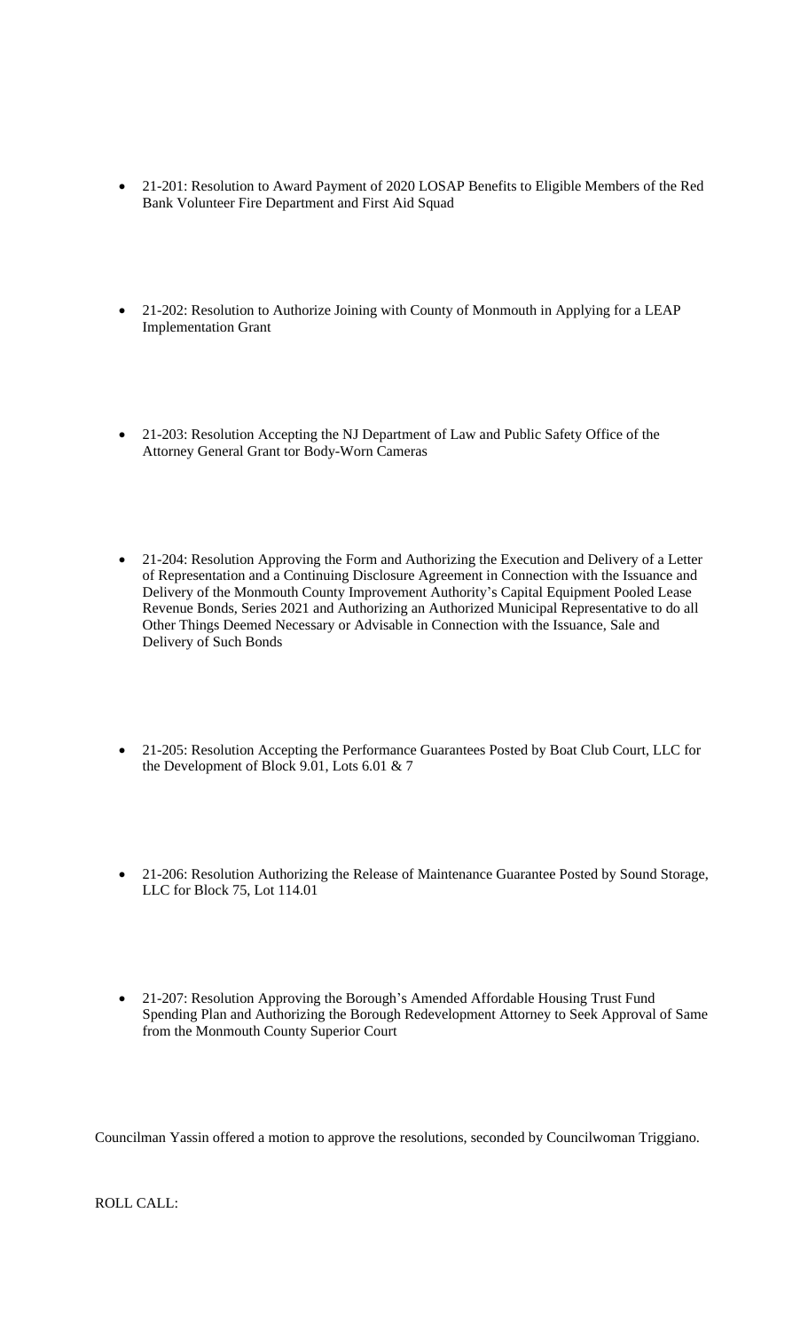- 21-201: Resolution to Award Payment of 2020 LOSAP Benefits to Eligible Members of the Red Bank Volunteer Fire Department and First Aid Squad

- 21-202: Resolution to Authorize Joining with County of Monmouth in Applying for a LEAP Implementation Grant

- 21-203: Resolution Accepting the NJ Department of Law and Public Safety Office of the Attorney General Grant tor Body-Worn Cameras

- 21-204: Resolution Approving the Form and Authorizing the Execution and Delivery of a Letter of Representation and a Continuing Disclosure Agreement in Connection with the Issuance and Delivery of the Monmouth County Improvement Authority's Capital Equipment Pooled Lease Revenue Bonds, Series 2021 and Authorizing an Authorized Municipal Representative to do all Other Things Deemed Necessary or Advisable in Connection with the Issuance, Sale and Delivery of Such Bonds

- 21-205: Resolution Accepting the Performance Guarantees Posted by Boat Club Court, LLC for the Development of Block 9.01, Lots 6.01 & 7

- 21-206: Resolution Authorizing the Release of Maintenance Guarantee Posted by Sound Storage, LLC for Block 75, Lot 114.01

- 21-207: Resolution Approving the Borough's Amended Affordable Housing Trust Fund Spending Plan and Authorizing the Borough Redevelopment Attorney to Seek Approval of Same from the Monmouth County Superior Court

Councilman Yassin offered a motion to approve the resolutions, seconded by Councilwoman Triggiano.

ROLL CALL: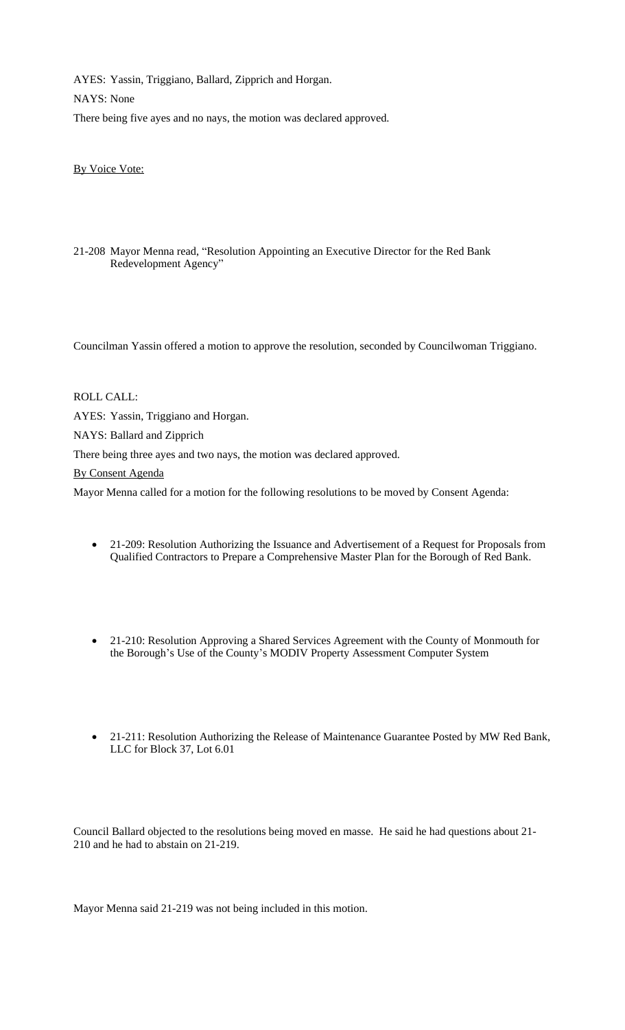AYES: Yassin, Triggiano, Ballard, Zipprich and Horgan.

NAYS: None

There being five ayes and no nays, the motion was declared approved.

By Voice Vote:

21-208 Mayor Menna read, "Resolution Appointing an Executive Director for the Red Bank Redevelopment Agency"

Councilman Yassin offered a motion to approve the resolution, seconded by Councilwoman Triggiano.

ROLL CALL:

AYES: Yassin, Triggiano and Horgan.

NAYS: Ballard and Zipprich

There being three ayes and two nays, the motion was declared approved.

By Consent Agenda

Mayor Menna called for a motion for the following resolutions to be moved by Consent Agenda:

- 21-209: Resolution Authorizing the Issuance and Advertisement of a Request for Proposals from Qualified Contractors to Prepare a Comprehensive Master Plan for the Borough of Red Bank.

- 21-210: Resolution Approving a Shared Services Agreement with the County of Monmouth for the Borough's Use of the County's MODIV Property Assessment Computer System

- 21-211: Resolution Authorizing the Release of Maintenance Guarantee Posted by MW Red Bank, LLC for Block 37, Lot 6.01

Council Ballard objected to the resolutions being moved en masse. He said he had questions about 21-210 and he had to abstain on 21-219.

Mayor Menna said 21-219 was not being included in this motion.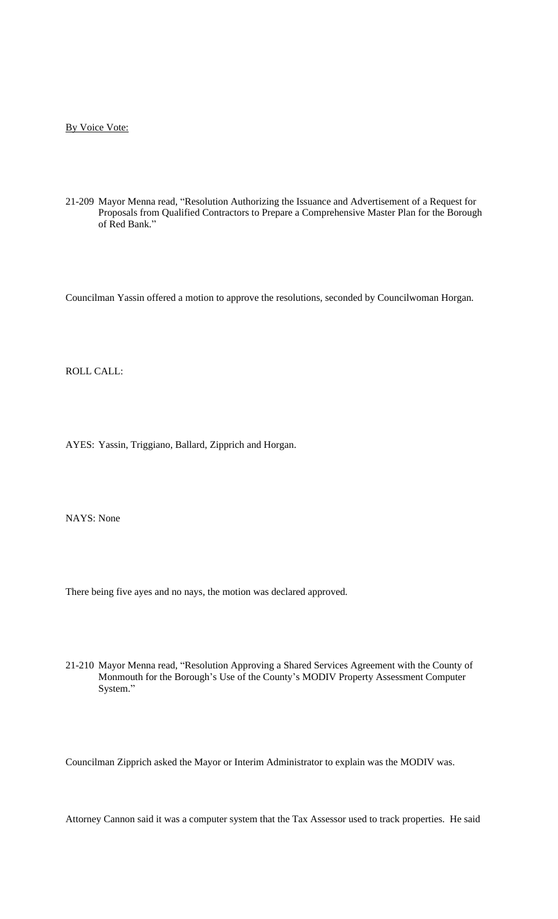By Voice Vote:

21-209 Mayor Menna read, "Resolution Authorizing the Issuance and Advertisement of a Request for Proposals from Qualified Contractors to Prepare a Comprehensive Master Plan for the Borough of Red Bank."

Councilman Yassin offered a motion to approve the resolutions, seconded by Councilwoman Horgan.

ROLL CALL:

AYES: Yassin, Triggiano, Ballard, Zipprich and Horgan.

NAYS: None

There being five ayes and no nays, the motion was declared approved.

21-210 Mayor Menna read, "Resolution Approving a Shared Services Agreement with the County of Monmouth for the Borough's Use of the County's MODIV Property Assessment Computer System."

Councilman Zipprich asked the Mayor or Interim Administrator to explain was the MODIV was.

Attorney Cannon said it was a computer system that the Tax Assessor used to track properties. He said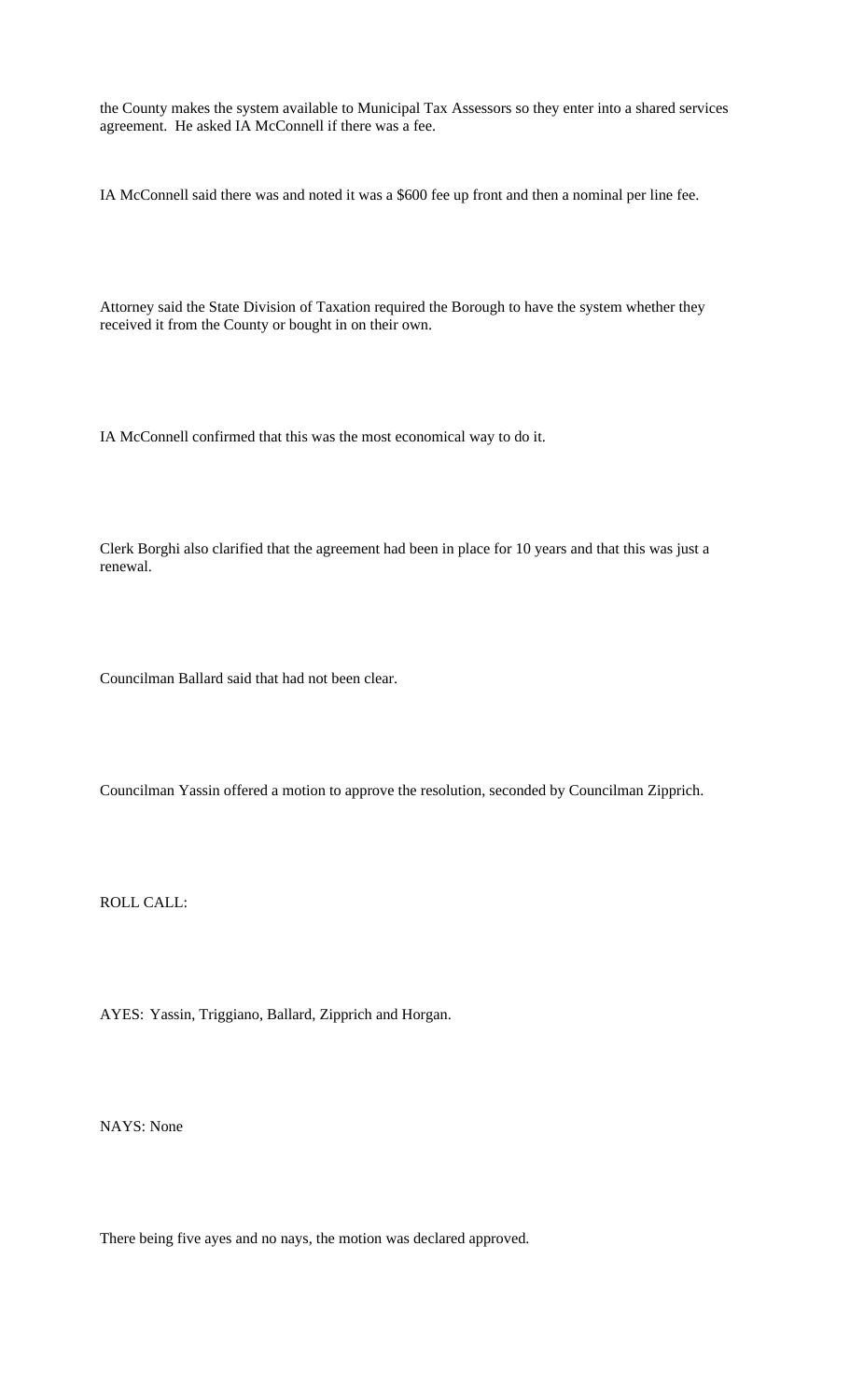the County makes the system available to Municipal Tax Assessors so they enter into a shared services agreement.  He asked IA McConnell if there was a fee.

IA McConnell said there was and noted it was a $600 fee up front and then a nominal per line fee.

Attorney said the State Division of Taxation required the Borough to have the system whether they received it from the County or bought in on their own.

IA McConnell confirmed that this was the most economical way to do it.

Clerk Borghi also clarified that the agreement had been in place for 10 years and that this was just a renewal.

Councilman Ballard said that had not been clear.

Councilman Yassin offered a motion to approve the resolution, seconded by Councilman Zipprich.

ROLL CALL:

AYES:  Yassin, Triggiano, Ballard, Zipprich and Horgan.

NAYS: None

There being five ayes and no nays, the motion was declared approved.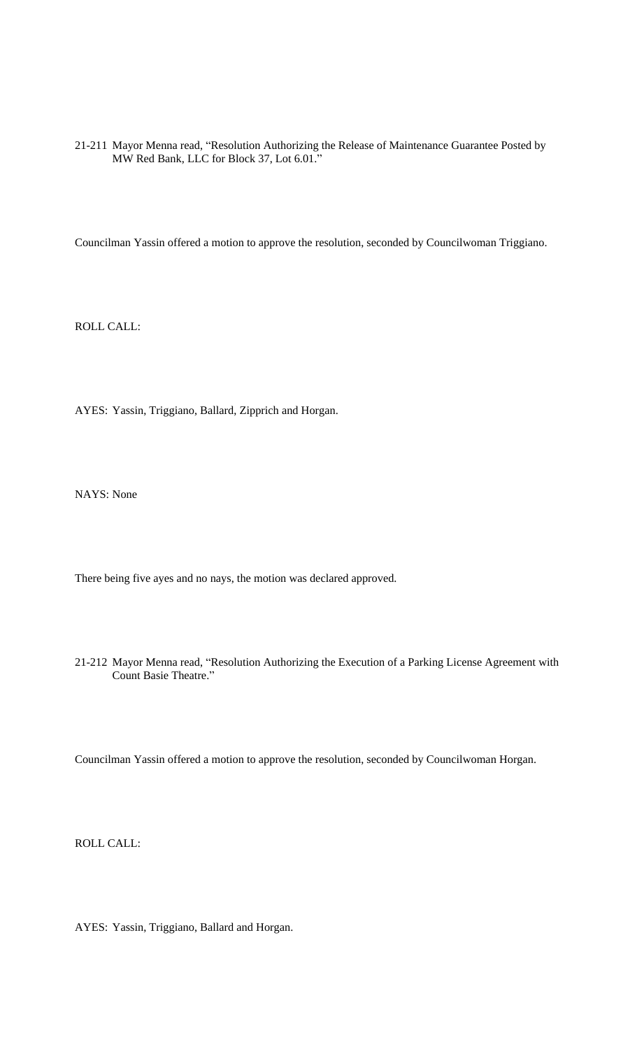21-211 Mayor Menna read, "Resolution Authorizing the Release of Maintenance Guarantee Posted by MW Red Bank, LLC for Block 37, Lot 6.01."

Councilman Yassin offered a motion to approve the resolution, seconded by Councilwoman Triggiano.

ROLL CALL:

AYES: Yassin, Triggiano, Ballard, Zipprich and Horgan.

NAYS: None

There being five ayes and no nays, the motion was declared approved.

21-212 Mayor Menna read, "Resolution Authorizing the Execution of a Parking License Agreement with Count Basie Theatre."

Councilman Yassin offered a motion to approve the resolution, seconded by Councilwoman Horgan.

ROLL CALL:

AYES: Yassin, Triggiano, Ballard and Horgan.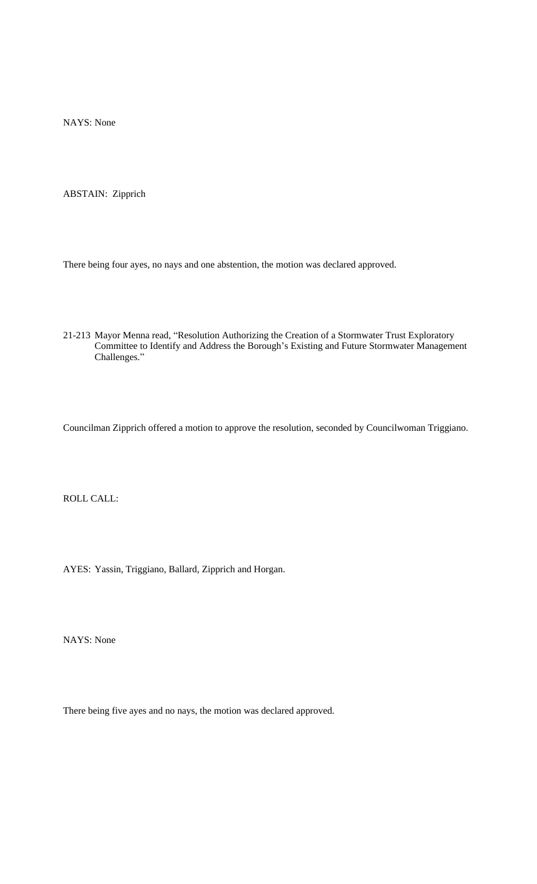NAYS: None

ABSTAIN: Zipprich

There being four ayes, no nays and one abstention, the motion was declared approved.

21-213 Mayor Menna read, “Resolution Authorizing the Creation of a Stormwater Trust Exploratory Committee to Identify and Address the Borough’s Existing and Future Stormwater Management Challenges.”

Councilman Zipprich offered a motion to approve the resolution, seconded by Councilwoman Triggiano.

ROLL CALL:

AYES: Yassin, Triggiano, Ballard, Zipprich and Horgan.

NAYS: None

There being five ayes and no nays, the motion was declared approved.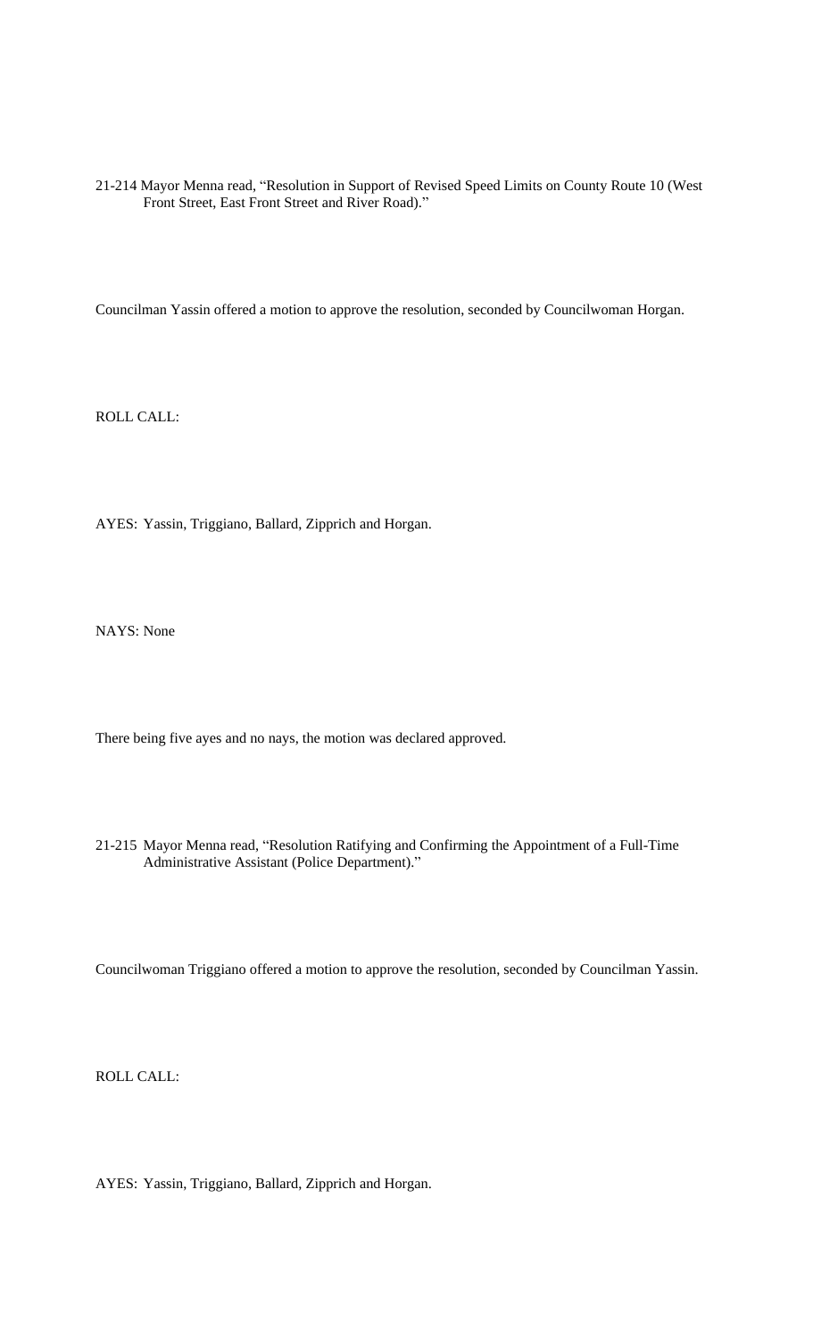21-214 Mayor Menna read, "Resolution in Support of Revised Speed Limits on County Route 10 (West Front Street, East Front Street and River Road)."

Councilman Yassin offered a motion to approve the resolution, seconded by Councilwoman Horgan.

ROLL CALL:

AYES: Yassin, Triggiano, Ballard, Zipprich and Horgan.

NAYS: None

There being five ayes and no nays, the motion was declared approved.

21-215 Mayor Menna read, "Resolution Ratifying and Confirming the Appointment of a Full-Time Administrative Assistant (Police Department)."

Councilwoman Triggiano offered a motion to approve the resolution, seconded by Councilman Yassin.

ROLL CALL:

AYES: Yassin, Triggiano, Ballard, Zipprich and Horgan.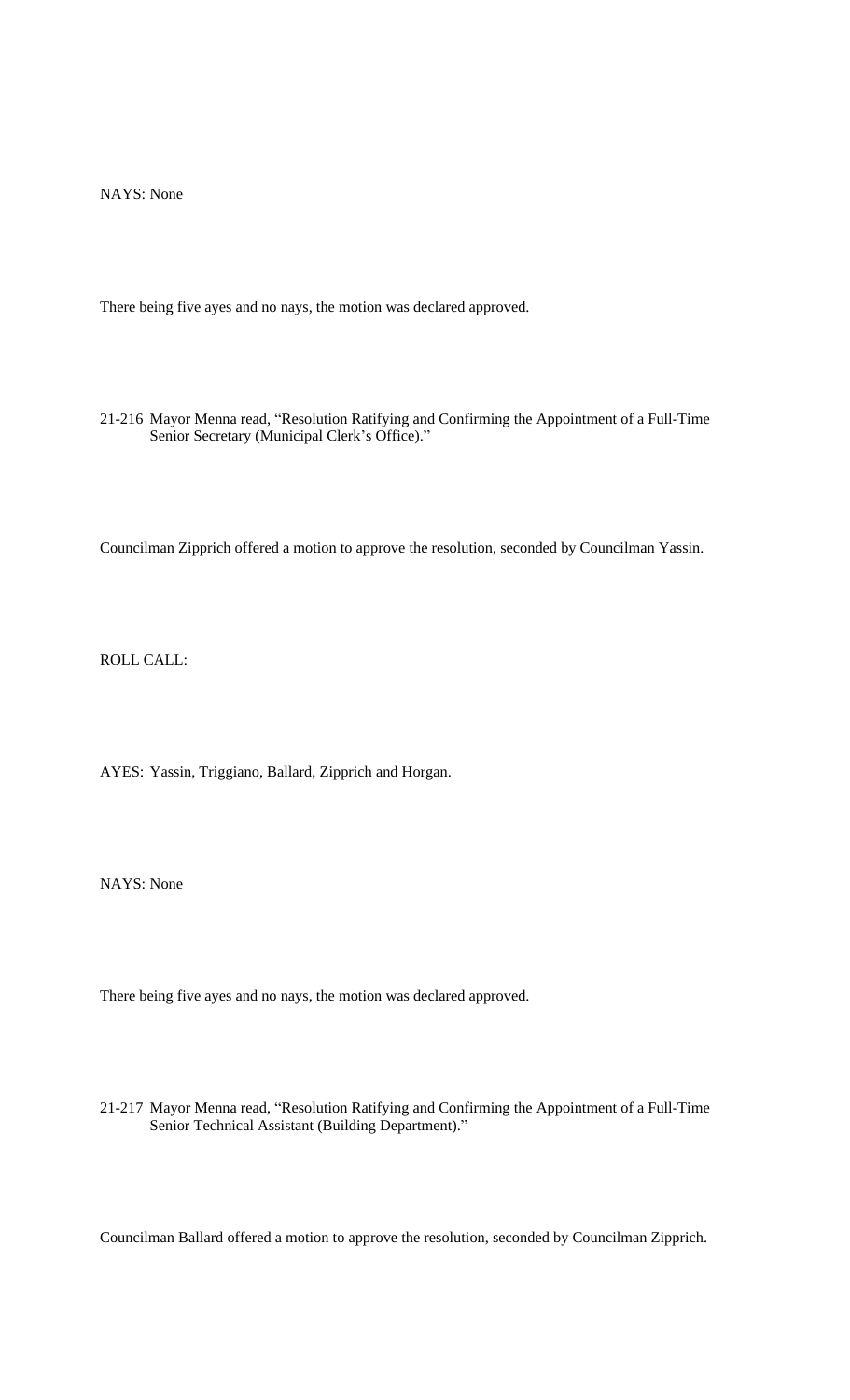NAYS: None

There being five ayes and no nays, the motion was declared approved.

21-216 Mayor Menna read, "Resolution Ratifying and Confirming the Appointment of a Full-Time Senior Secretary (Municipal Clerk's Office)."

Councilman Zipprich offered a motion to approve the resolution, seconded by Councilman Yassin.

ROLL CALL:

AYES: Yassin, Triggiano, Ballard, Zipprich and Horgan.

NAYS: None

There being five ayes and no nays, the motion was declared approved.

21-217 Mayor Menna read, "Resolution Ratifying and Confirming the Appointment of a Full-Time Senior Technical Assistant (Building Department)."

Councilman Ballard offered a motion to approve the resolution, seconded by Councilman Zipprich.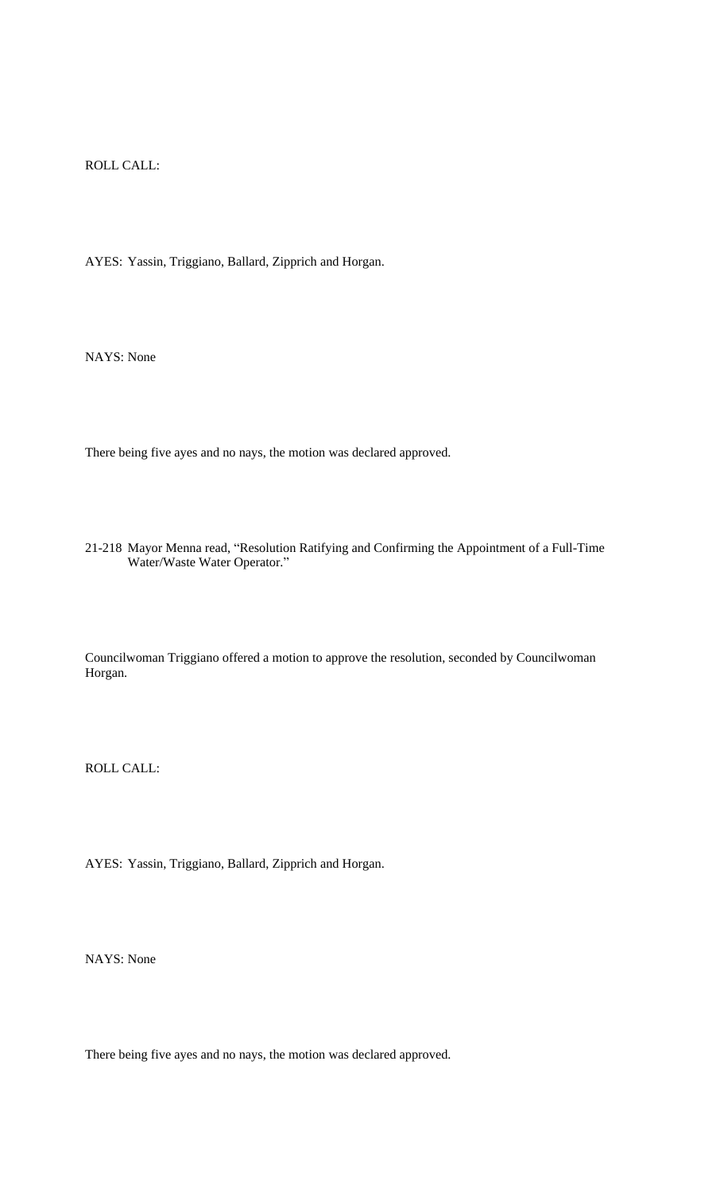ROLL CALL:

AYES: Yassin, Triggiano, Ballard, Zipprich and Horgan.

NAYS: None

There being five ayes and no nays, the motion was declared approved.

21-218 Mayor Menna read, “Resolution Ratifying and Confirming the Appointment of a Full-Time Water/Waste Water Operator.”

Councilwoman Triggiano offered a motion to approve the resolution, seconded by Councilwoman Horgan.

ROLL CALL:

AYES: Yassin, Triggiano, Ballard, Zipprich and Horgan.

NAYS: None

There being five ayes and no nays, the motion was declared approved.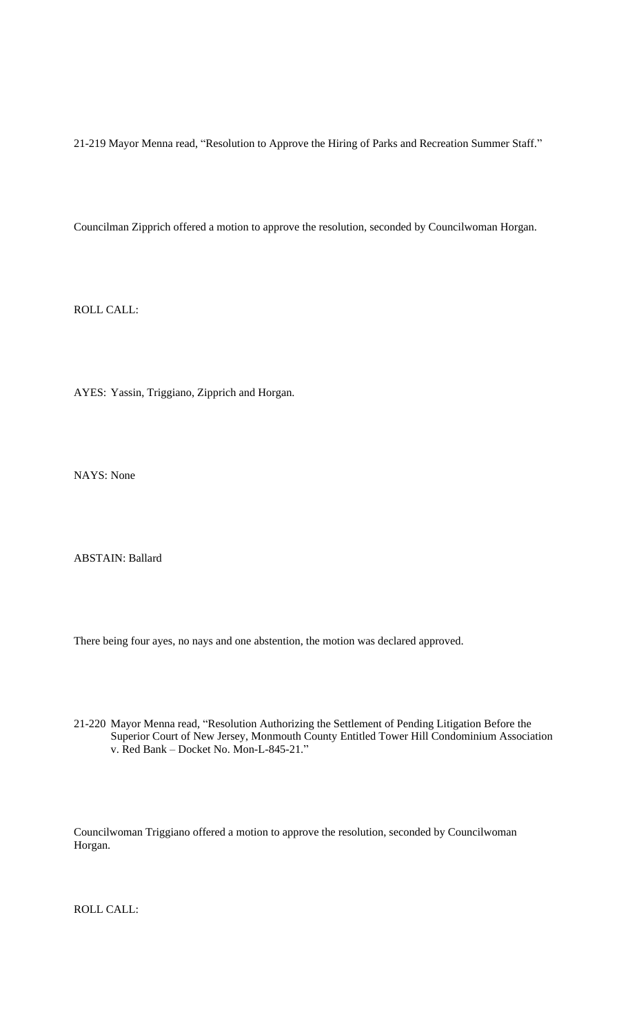21-219 Mayor Menna read, “Resolution to Approve the Hiring of Parks and Recreation Summer Staff.”

Councilman Zipprich offered a motion to approve the resolution, seconded by Councilwoman Horgan.

ROLL CALL:

AYES: Yassin, Triggiano, Zipprich and Horgan.

NAYS: None

ABSTAIN: Ballard

There being four ayes, no nays and one abstention, the motion was declared approved.

21-220 Mayor Menna read, “Resolution Authorizing the Settlement of Pending Litigation Before the Superior Court of New Jersey, Monmouth County Entitled Tower Hill Condominium Association v. Red Bank – Docket No. Mon-L-845-21.”

Councilwoman Triggiano offered a motion to approve the resolution, seconded by Councilwoman Horgan.

ROLL CALL: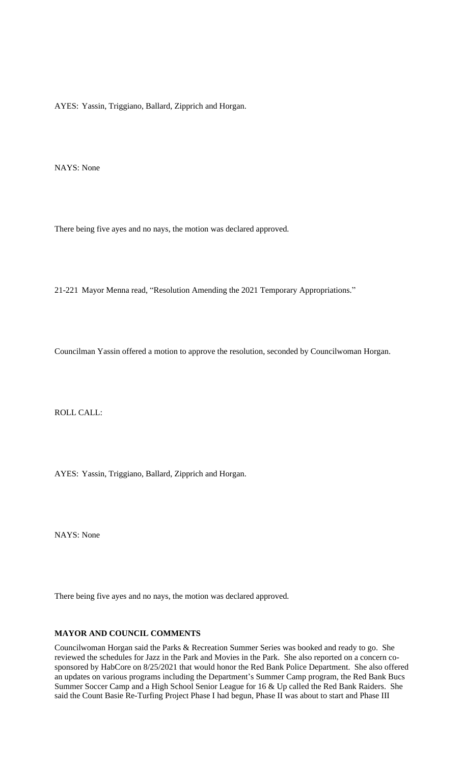AYES: Yassin, Triggiano, Ballard, Zipprich and Horgan.

NAYS: None

There being five ayes and no nays, the motion was declared approved.

21-221 Mayor Menna read, "Resolution Amending the 2021 Temporary Appropriations."

Councilman Yassin offered a motion to approve the resolution, seconded by Councilwoman Horgan.

ROLL CALL:

AYES: Yassin, Triggiano, Ballard, Zipprich and Horgan.

NAYS: None

There being five ayes and no nays, the motion was declared approved.

**MAYOR AND COUNCIL COMMENTS**

Councilwoman Horgan said the Parks & Recreation Summer Series was booked and ready to go. She reviewed the schedules for Jazz in the Park and Movies in the Park. She also reported on a concern co-sponsored by HabCore on 8/25/2021 that would honor the Red Bank Police Department. She also offered an updates on various programs including the Department's Summer Camp program, the Red Bank Bucs Summer Soccer Camp and a High School Senior League for 16 & Up called the Red Bank Raiders. She said the Count Basie Re-Turfing Project Phase I had begun, Phase II was about to start and Phase III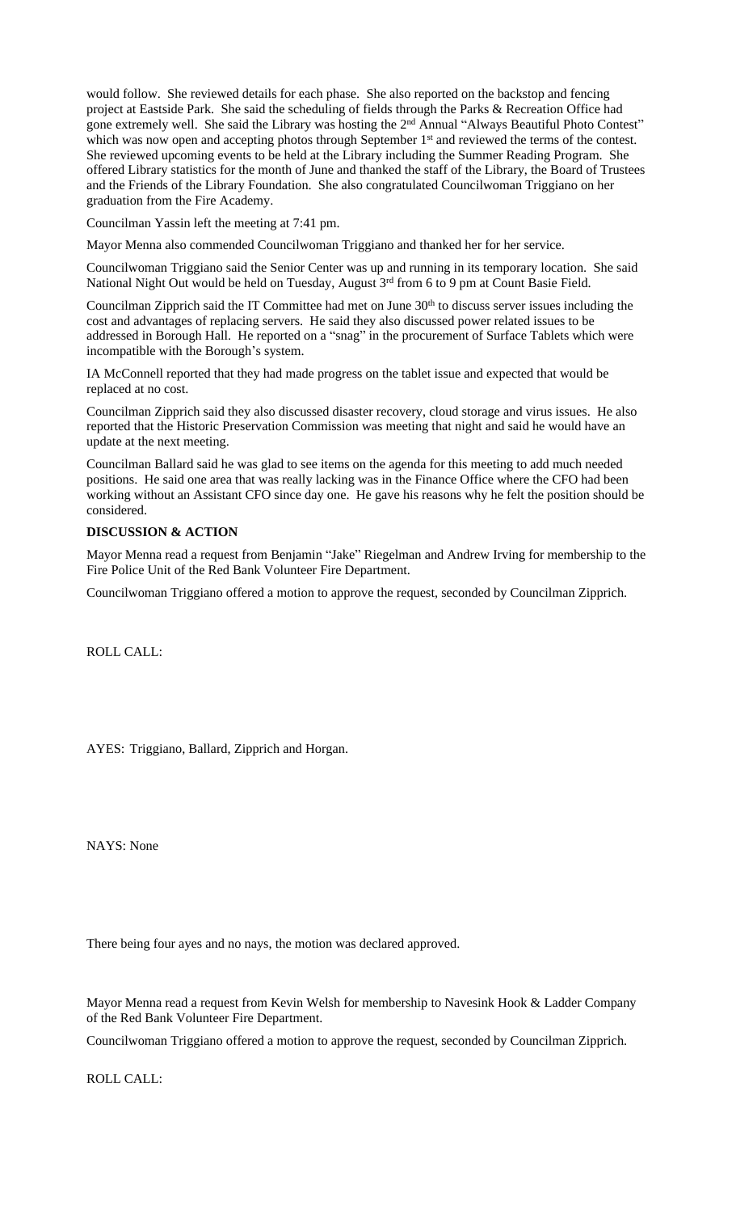would follow. She reviewed details for each phase. She also reported on the backstop and fencing project at Eastside Park. She said the scheduling of fields through the Parks & Recreation Office had gone extremely well. She said the Library was hosting the 2nd Annual "Always Beautiful Photo Contest" which was now open and accepting photos through September 1st and reviewed the terms of the contest. She reviewed upcoming events to be held at the Library including the Summer Reading Program. She offered Library statistics for the month of June and thanked the staff of the Library, the Board of Trustees and the Friends of the Library Foundation. She also congratulated Councilwoman Triggiano on her graduation from the Fire Academy.

Councilman Yassin left the meeting at 7:41 pm.

Mayor Menna also commended Councilwoman Triggiano and thanked her for her service.

Councilwoman Triggiano said the Senior Center was up and running in its temporary location. She said National Night Out would be held on Tuesday, August 3rd from 6 to 9 pm at Count Basie Field.

Councilman Zipprich said the IT Committee had met on June 30th to discuss server issues including the cost and advantages of replacing servers. He said they also discussed power related issues to be addressed in Borough Hall. He reported on a "snag" in the procurement of Surface Tablets which were incompatible with the Borough's system.

IA McConnell reported that they had made progress on the tablet issue and expected that would be replaced at no cost.

Councilman Zipprich said they also discussed disaster recovery, cloud storage and virus issues. He also reported that the Historic Preservation Commission was meeting that night and said he would have an update at the next meeting.

Councilman Ballard said he was glad to see items on the agenda for this meeting to add much needed positions. He said one area that was really lacking was in the Finance Office where the CFO had been working without an Assistant CFO since day one. He gave his reasons why he felt the position should be considered.

**DISCUSSION & ACTION**

Mayor Menna read a request from Benjamin "Jake" Riegelman and Andrew Irving for membership to the Fire Police Unit of the Red Bank Volunteer Fire Department.

Councilwoman Triggiano offered a motion to approve the request, seconded by Councilman Zipprich.

ROLL CALL:

AYES: Triggiano, Ballard, Zipprich and Horgan.

NAYS: None

There being four ayes and no nays, the motion was declared approved.

Mayor Menna read a request from Kevin Welsh for membership to Navesink Hook & Ladder Company of the Red Bank Volunteer Fire Department.

Councilwoman Triggiano offered a motion to approve the request, seconded by Councilman Zipprich.

ROLL CALL: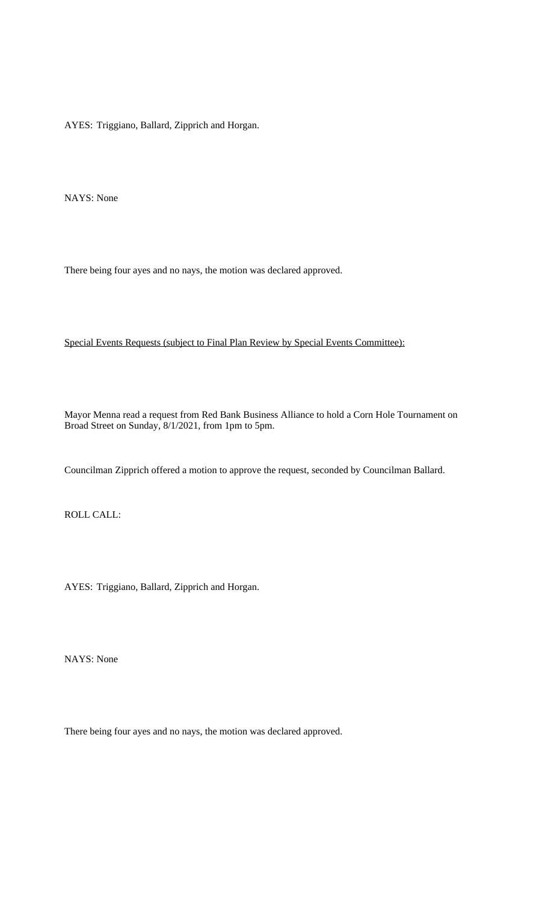AYES: Triggiano, Ballard, Zipprich and Horgan.

NAYS: None

There being four ayes and no nays, the motion was declared approved.

<u>Special Events Requests (subject to Final Plan Review by Special Events Committee):</u>

Mayor Menna read a request from Red Bank Business Alliance to hold a Corn Hole Tournament on Broad Street on Sunday, 8/1/2021, from 1pm to 5pm.

Councilman Zipprich offered a motion to approve the request, seconded by Councilman Ballard.

ROLL CALL:

AYES: Triggiano, Ballard, Zipprich and Horgan.

NAYS: None

There being four ayes and no nays, the motion was declared approved.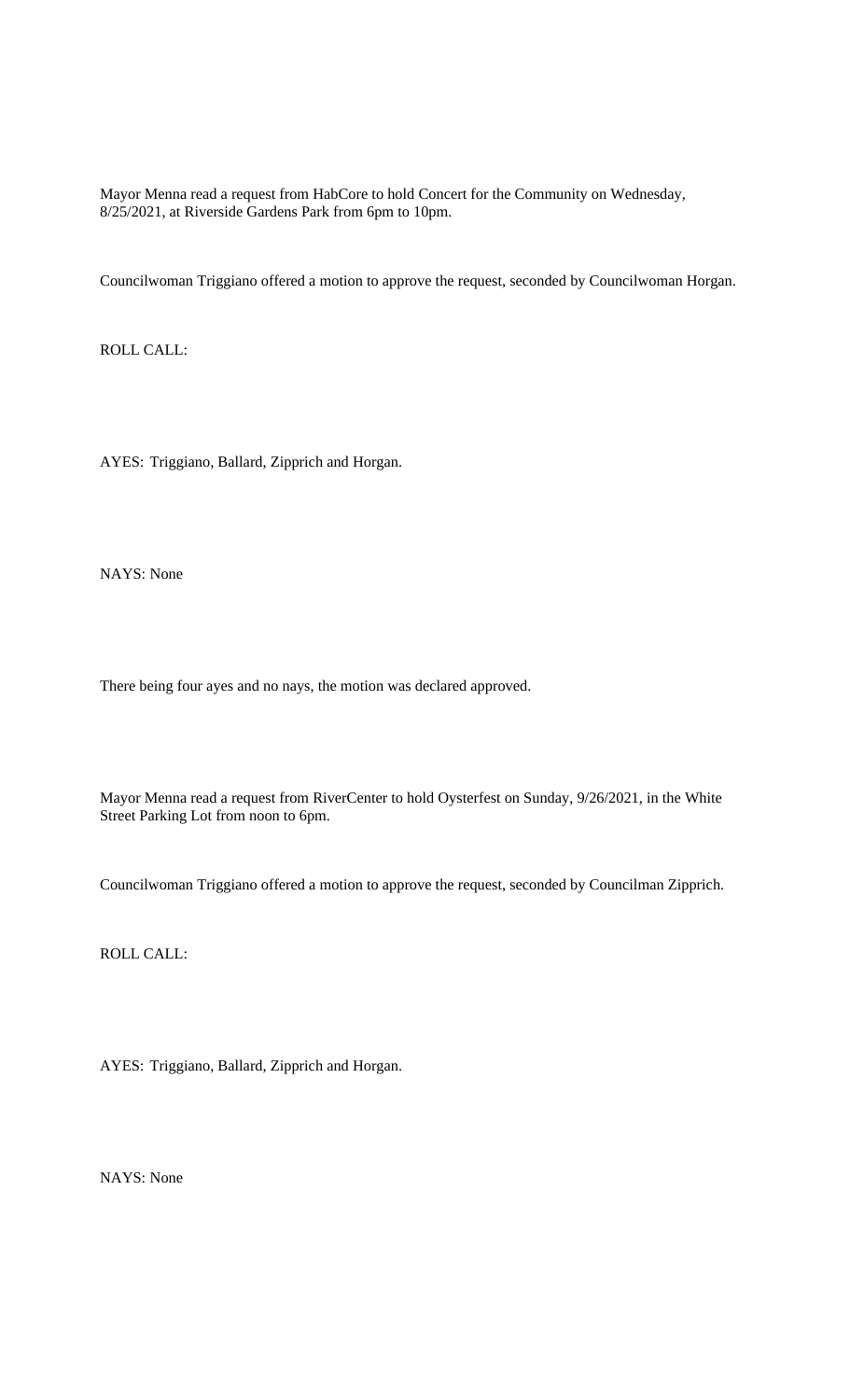Mayor Menna read a request from HabCore to hold Concert for the Community on Wednesday, 8/25/2021, at Riverside Gardens Park from 6pm to 10pm.

Councilwoman Triggiano offered a motion to approve the request, seconded by Councilwoman Horgan.

ROLL CALL:

AYES: Triggiano, Ballard, Zipprich and Horgan.

NAYS: None

There being four ayes and no nays, the motion was declared approved.

Mayor Menna read a request from RiverCenter to hold Oysterfest on Sunday, 9/26/2021, in the White Street Parking Lot from noon to 6pm.

Councilwoman Triggiano offered a motion to approve the request, seconded by Councilman Zipprich.

ROLL CALL:

AYES: Triggiano, Ballard, Zipprich and Horgan.

NAYS: None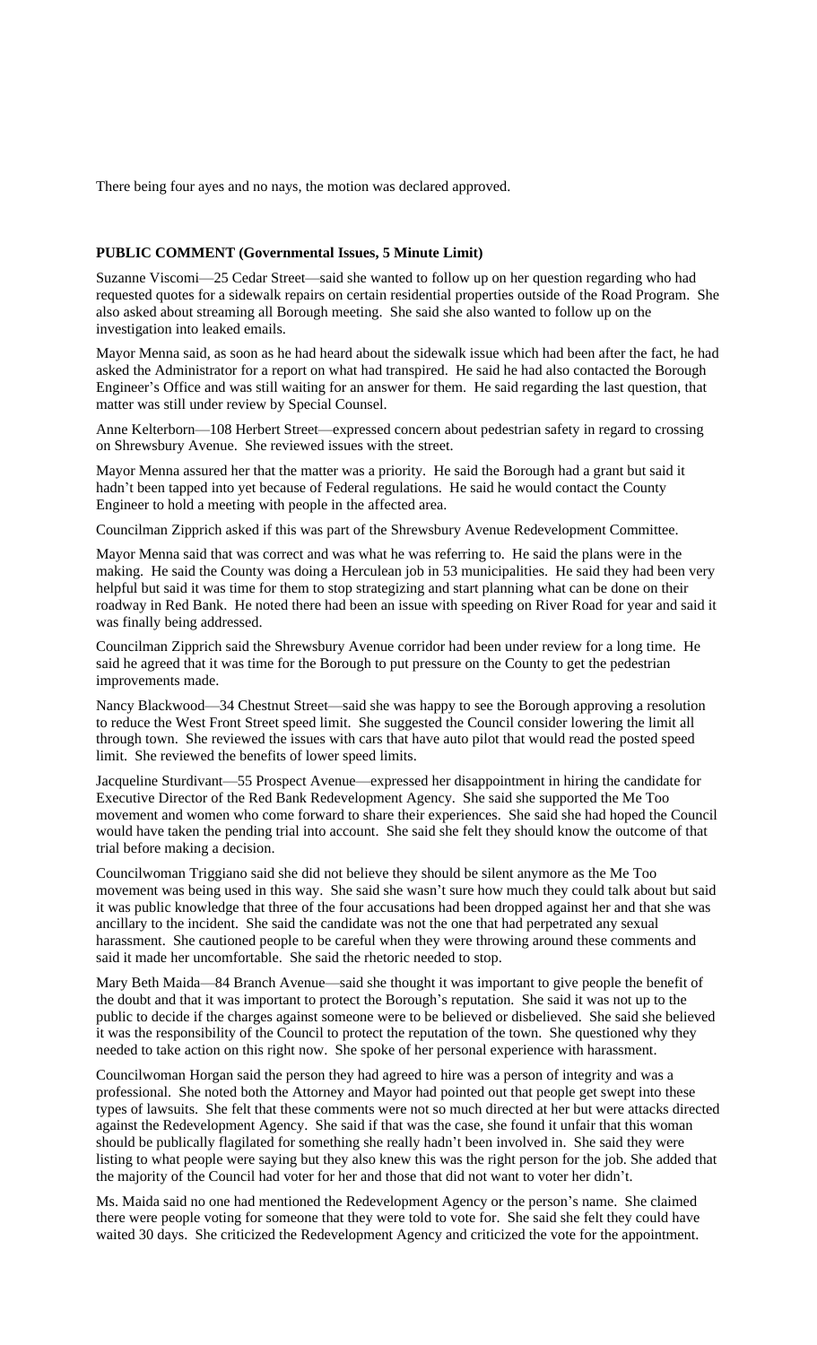There being four ayes and no nays, the motion was declared approved.

**PUBLIC COMMENT (Governmental Issues, 5 Minute Limit)**

Suzanne Viscomi—25 Cedar Street—said she wanted to follow up on her question regarding who had requested quotes for a sidewalk repairs on certain residential properties outside of the Road Program. She also asked about streaming all Borough meeting. She said she also wanted to follow up on the investigation into leaked emails.

Mayor Menna said, as soon as he had heard about the sidewalk issue which had been after the fact, he had asked the Administrator for a report on what had transpired. He said he had also contacted the Borough Engineer's Office and was still waiting for an answer for them. He said regarding the last question, that matter was still under review by Special Counsel.

Anne Kelterborn—108 Herbert Street—expressed concern about pedestrian safety in regard to crossing on Shrewsbury Avenue. She reviewed issues with the street.

Mayor Menna assured her that the matter was a priority. He said the Borough had a grant but said it hadn't been tapped into yet because of Federal regulations. He said he would contact the County Engineer to hold a meeting with people in the affected area.

Councilman Zipprich asked if this was part of the Shrewsbury Avenue Redevelopment Committee.

Mayor Menna said that was correct and was what he was referring to. He said the plans were in the making. He said the County was doing a Herculean job in 53 municipalities. He said they had been very helpful but said it was time for them to stop strategizing and start planning what can be done on their roadway in Red Bank. He noted there had been an issue with speeding on River Road for year and said it was finally being addressed.

Councilman Zipprich said the Shrewsbury Avenue corridor had been under review for a long time. He said he agreed that it was time for the Borough to put pressure on the County to get the pedestrian improvements made.

Nancy Blackwood—34 Chestnut Street—said she was happy to see the Borough approving a resolution to reduce the West Front Street speed limit. She suggested the Council consider lowering the limit all through town. She reviewed the issues with cars that have auto pilot that would read the posted speed limit. She reviewed the benefits of lower speed limits.

Jacqueline Sturdivant—55 Prospect Avenue—expressed her disappointment in hiring the candidate for Executive Director of the Red Bank Redevelopment Agency. She said she supported the Me Too movement and women who come forward to share their experiences. She said she had hoped the Council would have taken the pending trial into account. She said she felt they should know the outcome of that trial before making a decision.

Councilwoman Triggiano said she did not believe they should be silent anymore as the Me Too movement was being used in this way. She said she wasn't sure how much they could talk about but said it was public knowledge that three of the four accusations had been dropped against her and that she was ancillary to the incident. She said the candidate was not the one that had perpetrated any sexual harassment. She cautioned people to be careful when they were throwing around these comments and said it made her uncomfortable. She said the rhetoric needed to stop.

Mary Beth Maida—84 Branch Avenue—said she thought it was important to give people the benefit of the doubt and that it was important to protect the Borough's reputation. She said it was not up to the public to decide if the charges against someone were to be believed or disbelieved. She said she believed it was the responsibility of the Council to protect the reputation of the town. She questioned why they needed to take action on this right now. She spoke of her personal experience with harassment.

Councilwoman Horgan said the person they had agreed to hire was a person of integrity and was a professional. She noted both the Attorney and Mayor had pointed out that people get swept into these types of lawsuits. She felt that these comments were not so much directed at her but were attacks directed against the Redevelopment Agency. She said if that was the case, she found it unfair that this woman should be publically flagilated for something she really hadn't been involved in. She said they were listing to what people were saying but they also knew this was the right person for the job. She added that the majority of the Council had voter for her and those that did not want to voter her didn't.

Ms. Maida said no one had mentioned the Redevelopment Agency or the person's name. She claimed there were people voting for someone that they were told to vote for. She said she felt they could have waited 30 days. She criticized the Redevelopment Agency and criticized the vote for the appointment.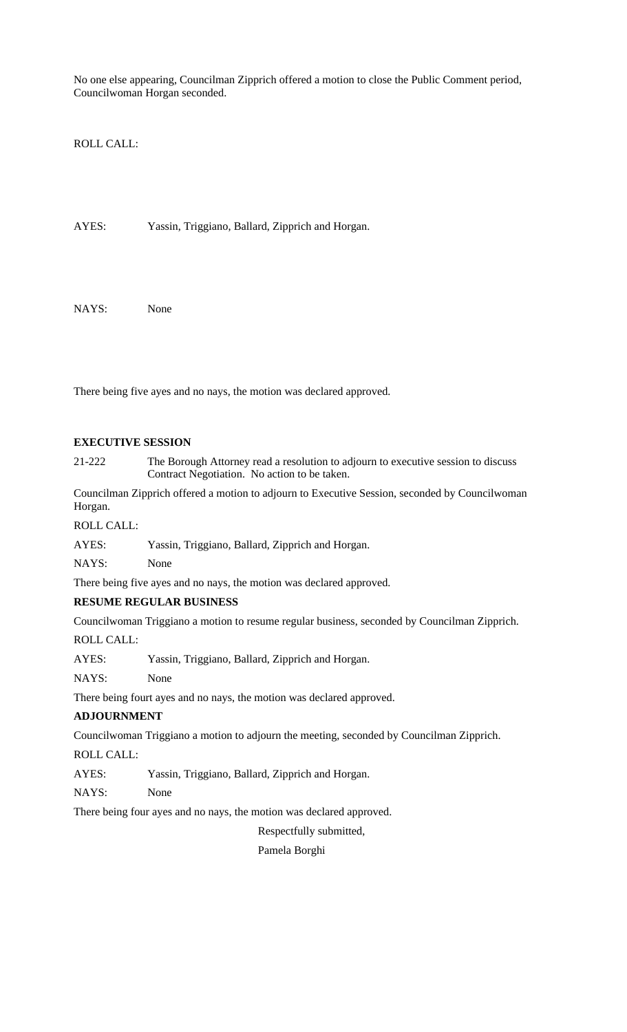No one else appearing, Councilman Zipprich offered a motion to close the Public Comment period, Councilwoman Horgan seconded.

ROLL CALL:

AYES: Yassin, Triggiano, Ballard, Zipprich and Horgan.

NAYS: None

There being five ayes and no nays, the motion was declared approved.

**EXECUTIVE SESSION**

21-222 The Borough Attorney read a resolution to adjourn to executive session to discuss Contract Negotiation. No action to be taken.

Councilman Zipprich offered a motion to adjourn to Executive Session, seconded by Councilwoman Horgan.

ROLL CALL:

AYES: Yassin, Triggiano, Ballard, Zipprich and Horgan.

NAYS: None

There being five ayes and no nays, the motion was declared approved.

**RESUME REGULAR BUSINESS**

Councilwoman Triggiano a motion to resume regular business, seconded by Councilman Zipprich.

ROLL CALL:

AYES: Yassin, Triggiano, Ballard, Zipprich and Horgan.

NAYS: None

There being fourt ayes and no nays, the motion was declared approved.

**ADJOURNMENT**

Councilwoman Triggiano a motion to adjourn the meeting, seconded by Councilman Zipprich.

ROLL CALL:

AYES: Yassin, Triggiano, Ballard, Zipprich and Horgan.

NAYS: None

There being four ayes and no nays, the motion was declared approved.

Respectfully submitted,

Pamela Borghi